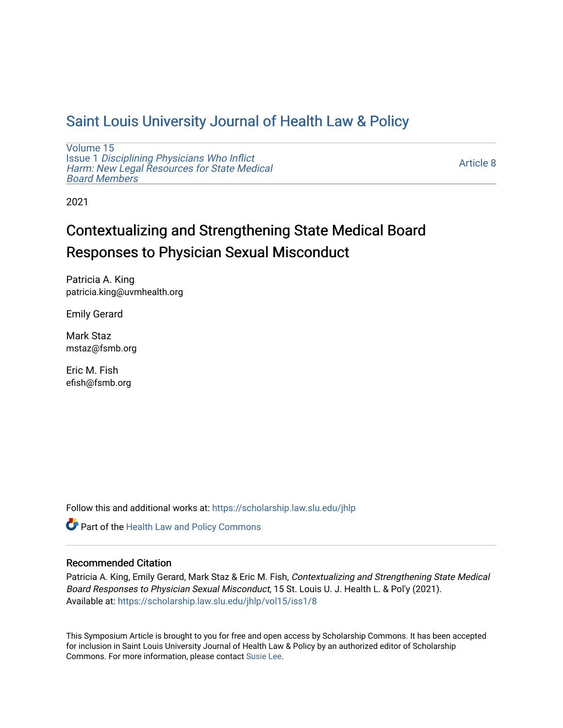# Saint Louis University Journal of Health Law & Policy

Volume 15
Issue 1 *Disciplining Physicians Who Inflict Harm: New Legal Resources for State Medical Board Members*

Article 8

2021

## Contextualizing and Strengthening State Medical Board Responses to Physician Sexual Misconduct

Patricia A. King
patricia.king@uvmhealth.org

Emily Gerard

Mark Staz
mstaz@fsmb.org

Eric M. Fish
efish@fsmb.org

Follow this and additional works at: https://scholarship.law.slu.edu/jhlp

Part of the Health Law and Policy Commons

### Recommended Citation

Patricia A. King, Emily Gerard, Mark Staz & Eric M. Fish, *Contextualizing and Strengthening State Medical Board Responses to Physician Sexual Misconduct*, 15 St. Louis U. J. Health L. & Pol'y (2021).
Available at: https://scholarship.law.slu.edu/jhlp/vol15/iss1/8

This Symposium Article is brought to you for free and open access by Scholarship Commons. It has been accepted for inclusion in Saint Louis University Journal of Health Law & Policy by an authorized editor of Scholarship Commons. For more information, please contact Susie Lee.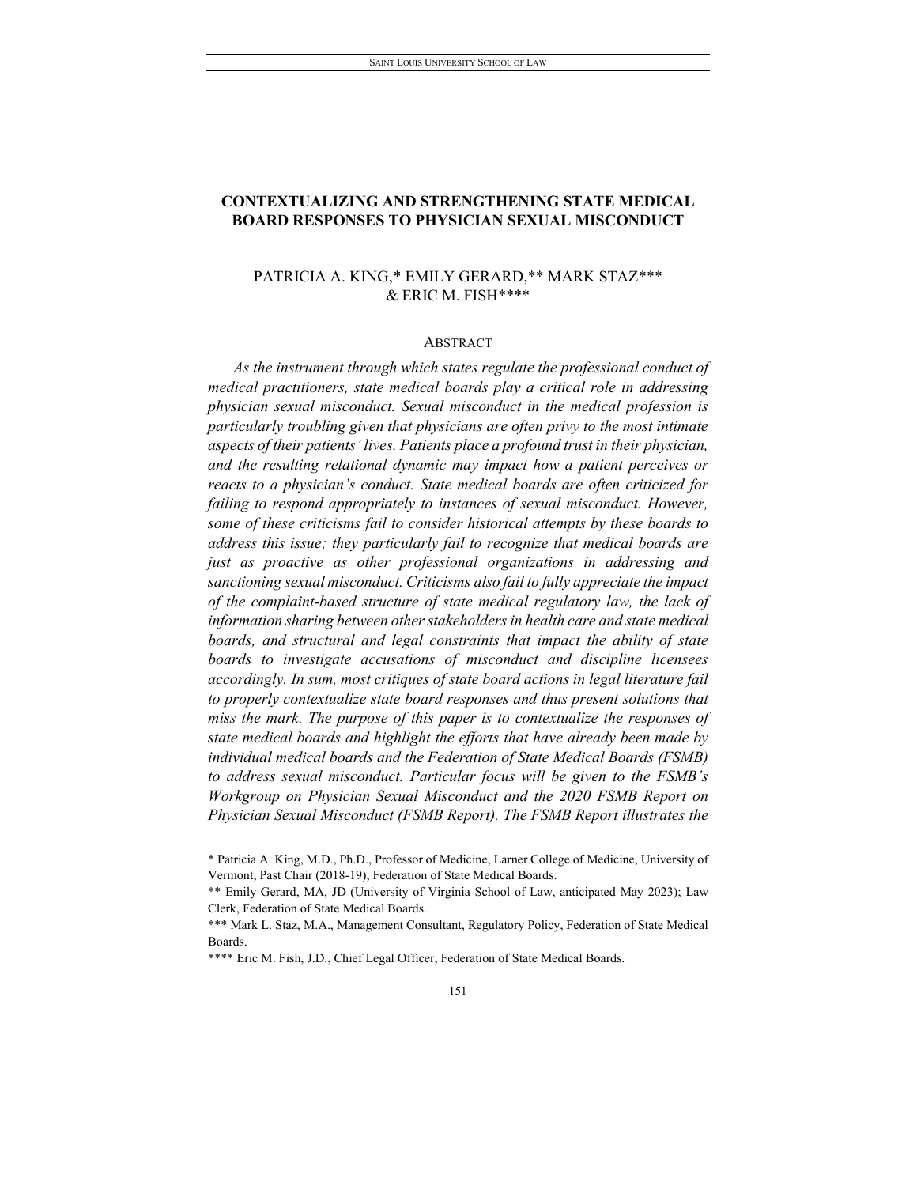# CONTEXTUALIZING AND STRENGTHENING STATE MEDICAL BOARD RESPONSES TO PHYSICIAN SEXUAL MISCONDUCT

PATRICIA A. KING,* EMILY GERARD,** MARK STAZ*** & ERIC M. FISH****

## ABSTRACT

*As the instrument through which states regulate the professional conduct of medical practitioners, state medical boards play a critical role in addressing physician sexual misconduct. Sexual misconduct in the medical profession is particularly troubling given that physicians are often privy to the most intimate aspects of their patients' lives. Patients place a profound trust in their physician, and the resulting relational dynamic may impact how a patient perceives or reacts to a physician's conduct. State medical boards are often criticized for failing to respond appropriately to instances of sexual misconduct. However, some of these criticisms fail to consider historical attempts by these boards to address this issue; they particularly fail to recognize that medical boards are just as proactive as other professional organizations in addressing and sanctioning sexual misconduct. Criticisms also fail to fully appreciate the impact of the complaint-based structure of state medical regulatory law, the lack of information sharing between other stakeholders in health care and state medical boards, and structural and legal constraints that impact the ability of state boards to investigate accusations of misconduct and discipline licensees accordingly. In sum, most critiques of state board actions in legal literature fail to properly contextualize state board responses and thus present solutions that miss the mark. The purpose of this paper is to contextualize the responses of state medical boards and highlight the efforts that have already been made by individual medical boards and the Federation of State Medical Boards (FSMB) to address sexual misconduct. Particular focus will be given to the FSMB's Workgroup on Physician Sexual Misconduct and the 2020 FSMB Report on Physician Sexual Misconduct (FSMB Report). The FSMB Report illustrates the*

---

\* Patricia A. King, M.D., Ph.D., Professor of Medicine, Larner College of Medicine, University of Vermont, Past Chair (2018-19), Federation of State Medical Boards.

\*\* Emily Gerard, MA, JD (University of Virginia School of Law, anticipated May 2023); Law Clerk, Federation of State Medical Boards.

\*\*\* Mark L. Staz, M.A., Management Consultant, Regulatory Policy, Federation of State Medical Boards.

\*\*\*\* Eric M. Fish, J.D., Chief Legal Officer, Federation of State Medical Boards.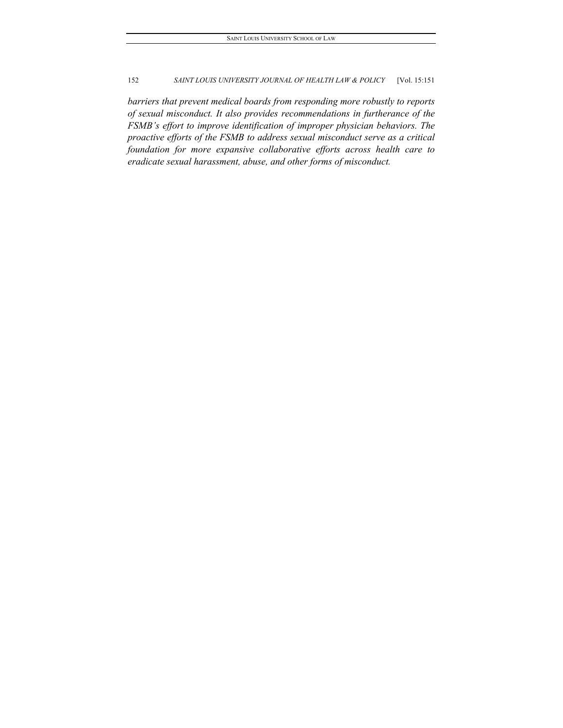*barriers that prevent medical boards from responding more robustly to reports of sexual misconduct. It also provides recommendations in furtherance of the FSMB's effort to improve identification of improper physician behaviors. The proactive efforts of the FSMB to address sexual misconduct serve as a critical foundation for more expansive collaborative efforts across health care to eradicate sexual harassment, abuse, and other forms of misconduct.*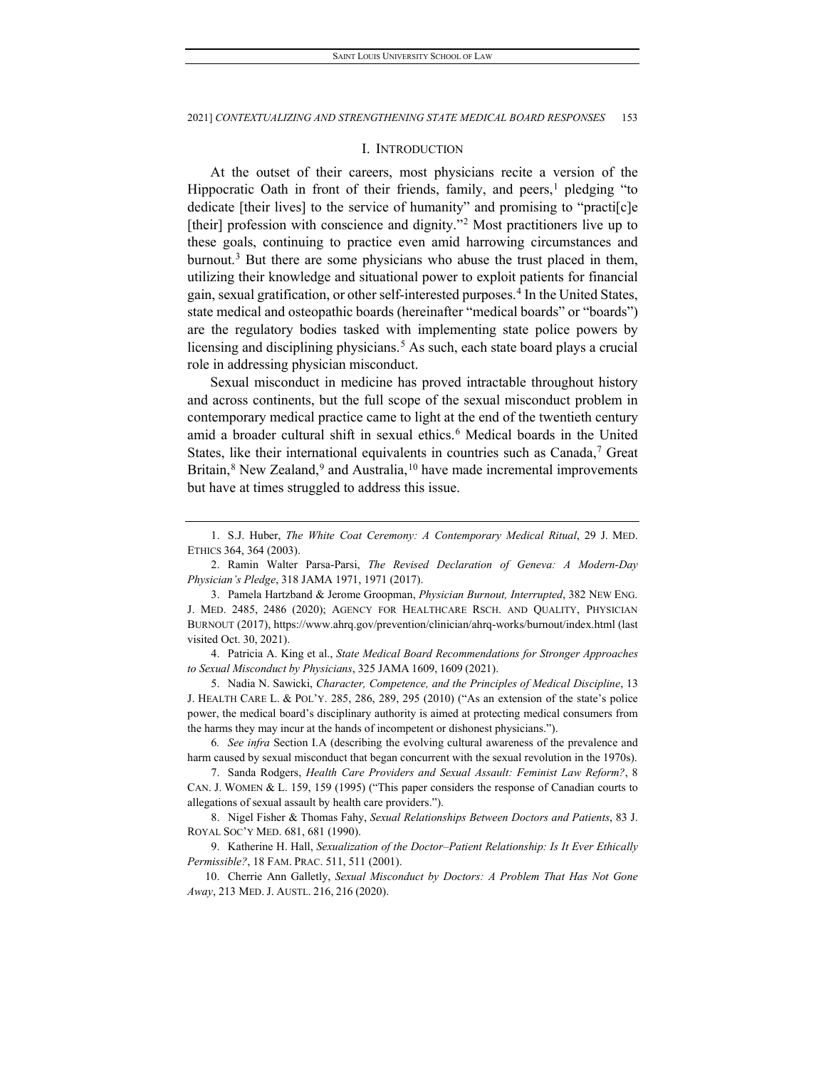## I. INTRODUCTION

At the outset of their careers, most physicians recite a version of the Hippocratic Oath in front of their friends, family, and peers,[1] pledging "to dedicate [their lives] to the service of humanity" and promising to "practi[c]e [their] profession with conscience and dignity."[2] Most practitioners live up to these goals, continuing to practice even amid harrowing circumstances and burnout.[3] But there are some physicians who abuse the trust placed in them, utilizing their knowledge and situational power to exploit patients for financial gain, sexual gratification, or other self-interested purposes.[4] In the United States, state medical and osteopathic boards (hereinafter "medical boards" or "boards") are the regulatory bodies tasked with implementing state police powers by licensing and disciplining physicians.[5] As such, each state board plays a crucial role in addressing physician misconduct.

Sexual misconduct in medicine has proved intractable throughout history and across continents, but the full scope of the sexual misconduct problem in contemporary medical practice came to light at the end of the twentieth century amid a broader cultural shift in sexual ethics.[6] Medical boards in the United States, like their international equivalents in countries such as Canada,[7] Great Britain,[8] New Zealand,[9] and Australia,[10] have made incremental improvements but have at times struggled to address this issue.

---

1. S.J. Huber, *The White Coat Ceremony: A Contemporary Medical Ritual*, 29 J. MED. ETHICS 364, 364 (2003).

2. Ramin Walter Parsa-Parsi, *The Revised Declaration of Geneva: A Modern-Day Physician's Pledge*, 318 JAMA 1971, 1971 (2017).

3. Pamela Hartzband & Jerome Groopman, *Physician Burnout, Interrupted*, 382 NEW ENG. J. MED. 2485, 2486 (2020); AGENCY FOR HEALTHCARE RSCH. AND QUALITY, PHYSICIAN BURNOUT (2017), https://www.ahrq.gov/prevention/clinician/ahrq-works/burnout/index.html (last visited Oct. 30, 2021).

4. Patricia A. King et al., *State Medical Board Recommendations for Stronger Approaches to Sexual Misconduct by Physicians*, 325 JAMA 1609, 1609 (2021).

5. Nadia N. Sawicki, *Character, Competence, and the Principles of Medical Discipline*, 13 J. HEALTH CARE L. & POL'Y. 285, 286, 289, 295 (2010) ("As an extension of the state's police power, the medical board's disciplinary authority is aimed at protecting medical consumers from the harms they may incur at the hands of incompetent or dishonest physicians.").

6. *See infra* Section I.A (describing the evolving cultural awareness of the prevalence and harm caused by sexual misconduct that began concurrent with the sexual revolution in the 1970s).

7. Sanda Rodgers, *Health Care Providers and Sexual Assault: Feminist Law Reform?*, 8 CAN. J. WOMEN & L. 159, 159 (1995) ("This paper considers the response of Canadian courts to allegations of sexual assault by health care providers.").

8. Nigel Fisher & Thomas Fahy, *Sexual Relationships Between Doctors and Patients*, 83 J. ROYAL SOC'Y MED. 681, 681 (1990).

9. Katherine H. Hall, *Sexualization of the Doctor–Patient Relationship: Is It Ever Ethically Permissible?*, 18 FAM. PRAC. 511, 511 (2001).

10. Cherrie Ann Galletly, *Sexual Misconduct by Doctors: A Problem That Has Not Gone Away*, 213 MED. J. AUSTL. 216, 216 (2020).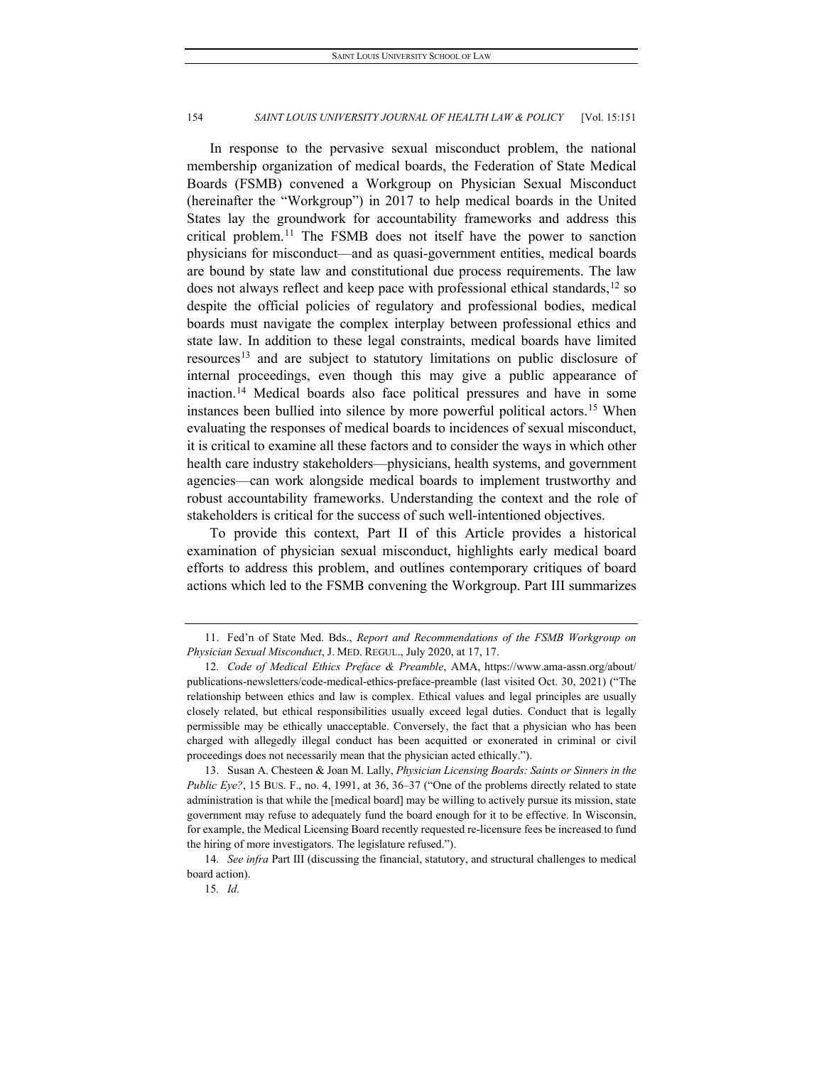In response to the pervasive sexual misconduct problem, the national membership organization of medical boards, the Federation of State Medical Boards (FSMB) convened a Workgroup on Physician Sexual Misconduct (hereinafter the "Workgroup") in 2017 to help medical boards in the United States lay the groundwork for accountability frameworks and address this critical problem.[11] The FSMB does not itself have the power to sanction physicians for misconduct—and as quasi-government entities, medical boards are bound by state law and constitutional due process requirements. The law does not always reflect and keep pace with professional ethical standards,[12] so despite the official policies of regulatory and professional bodies, medical boards must navigate the complex interplay between professional ethics and state law. In addition to these legal constraints, medical boards have limited resources[13] and are subject to statutory limitations on public disclosure of internal proceedings, even though this may give a public appearance of inaction.[14] Medical boards also face political pressures and have in some instances been bullied into silence by more powerful political actors.[15] When evaluating the responses of medical boards to incidences of sexual misconduct, it is critical to examine all these factors and to consider the ways in which other health care industry stakeholders—physicians, health systems, and government agencies—can work alongside medical boards to implement trustworthy and robust accountability frameworks. Understanding the context and the role of stakeholders is critical for the success of such well-intentioned objectives.

To provide this context, Part II of this Article provides a historical examination of physician sexual misconduct, highlights early medical board efforts to address this problem, and outlines contemporary critiques of board actions which led to the FSMB convening the Workgroup. Part III summarizes

---

11. Fed'n of State Med. Bds., *Report and Recommendations of the FSMB Workgroup on Physician Sexual Misconduct*, J. MED. REGUL., July 2020, at 17, 17.

12. *Code of Medical Ethics Preface & Preamble*, AMA, https://www.ama-assn.org/about/publications-newsletters/code-medical-ethics-preface-preamble (last visited Oct. 30, 2021) ("The relationship between ethics and law is complex. Ethical values and legal principles are usually closely related, but ethical responsibilities usually exceed legal duties. Conduct that is legally permissible may be ethically unacceptable. Conversely, the fact that a physician who has been charged with allegedly illegal conduct has been acquitted or exonerated in criminal or civil proceedings does not necessarily mean that the physician acted ethically.").

13. Susan A. Chesteen & Joan M. Lally, *Physician Licensing Boards: Saints or Sinners in the Public Eye?*, 15 BUS. F., no. 4, 1991, at 36, 36–37 ("One of the problems directly related to state administration is that while the [medical board] may be willing to actively pursue its mission, state government may refuse to adequately fund the board enough for it to be effective. In Wisconsin, for example, the Medical Licensing Board recently requested re-licensure fees be increased to fund the hiring of more investigators. The legislature refused.").

14. *See infra* Part III (discussing the financial, statutory, and structural challenges to medical board action).

15. *Id.*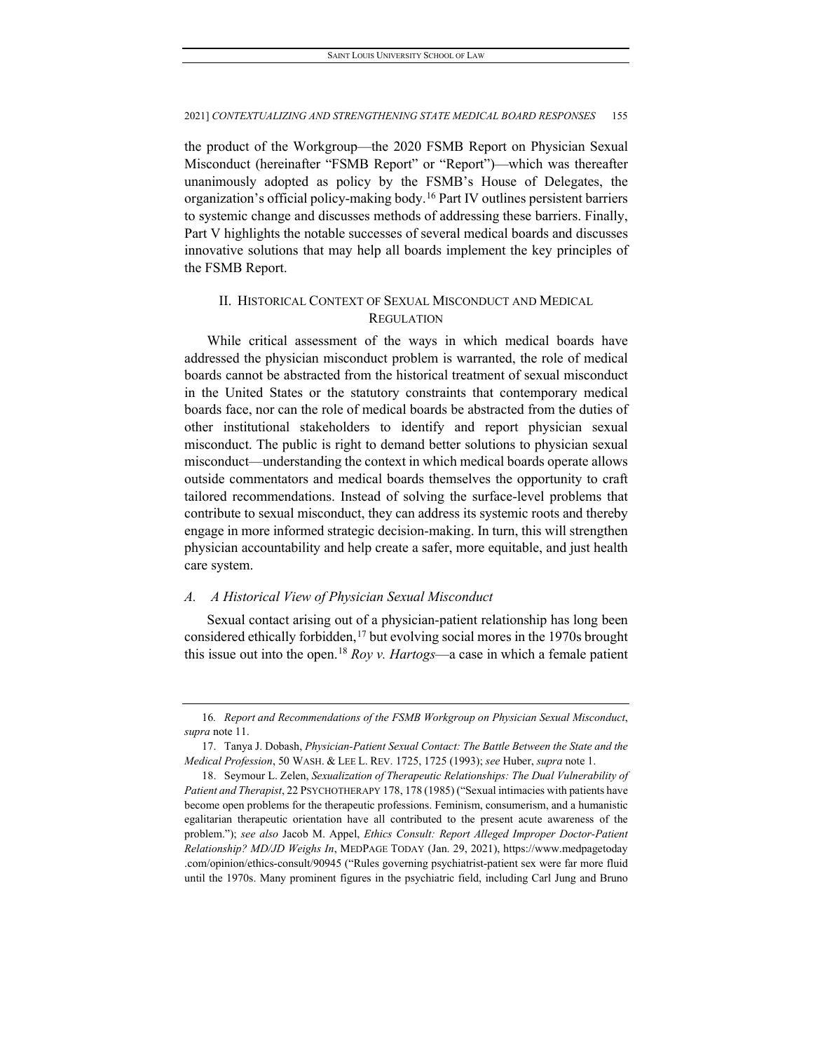the product of the Workgroup—the 2020 FSMB Report on Physician Sexual Misconduct (hereinafter "FSMB Report" or "Report")—which was thereafter unanimously adopted as policy by the FSMB's House of Delegates, the organization's official policy-making body.[16] Part IV outlines persistent barriers to systemic change and discusses methods of addressing these barriers. Finally, Part V highlights the notable successes of several medical boards and discusses innovative solutions that may help all boards implement the key principles of the FSMB Report.

## II. HISTORICAL CONTEXT OF SEXUAL MISCONDUCT AND MEDICAL REGULATION

While critical assessment of the ways in which medical boards have addressed the physician misconduct problem is warranted, the role of medical boards cannot be abstracted from the historical treatment of sexual misconduct in the United States or the statutory constraints that contemporary medical boards face, nor can the role of medical boards be abstracted from the duties of other institutional stakeholders to identify and report physician sexual misconduct. The public is right to demand better solutions to physician sexual misconduct—understanding the context in which medical boards operate allows outside commentators and medical boards themselves the opportunity to craft tailored recommendations. Instead of solving the surface-level problems that contribute to sexual misconduct, they can address its systemic roots and thereby engage in more informed strategic decision-making. In turn, this will strengthen physician accountability and help create a safer, more equitable, and just health care system.

### *A. A Historical View of Physician Sexual Misconduct*

Sexual contact arising out of a physician-patient relationship has long been considered ethically forbidden,[17] but evolving social mores in the 1970s brought this issue out into the open.[18] *Roy v. Hartogs*—a case in which a female patient

---

16. *Report and Recommendations of the FSMB Workgroup on Physician Sexual Misconduct*, *supra* note 11.

17. Tanya J. Dobash, *Physician-Patient Sexual Contact: The Battle Between the State and the Medical Profession*, 50 WASH. & LEE L. REV. 1725, 1725 (1993); *see* Huber, *supra* note 1.

18. Seymour L. Zelen, *Sexualization of Therapeutic Relationships: The Dual Vulnerability of Patient and Therapist*, 22 PSYCHOTHERAPY 178, 178 (1985) ("Sexual intimacies with patients have become open problems for the therapeutic professions. Feminism, consumerism, and a humanistic egalitarian therapeutic orientation have all contributed to the present acute awareness of the problem."); *see also* Jacob M. Appel, *Ethics Consult: Report Alleged Improper Doctor-Patient Relationship? MD/JD Weighs In*, MEDPAGE TODAY (Jan. 29, 2021), https://www.medpagetoday.com/opinion/ethics-consult/90945 ("Rules governing psychiatrist-patient sex were far more fluid until the 1970s. Many prominent figures in the psychiatric field, including Carl Jung and Bruno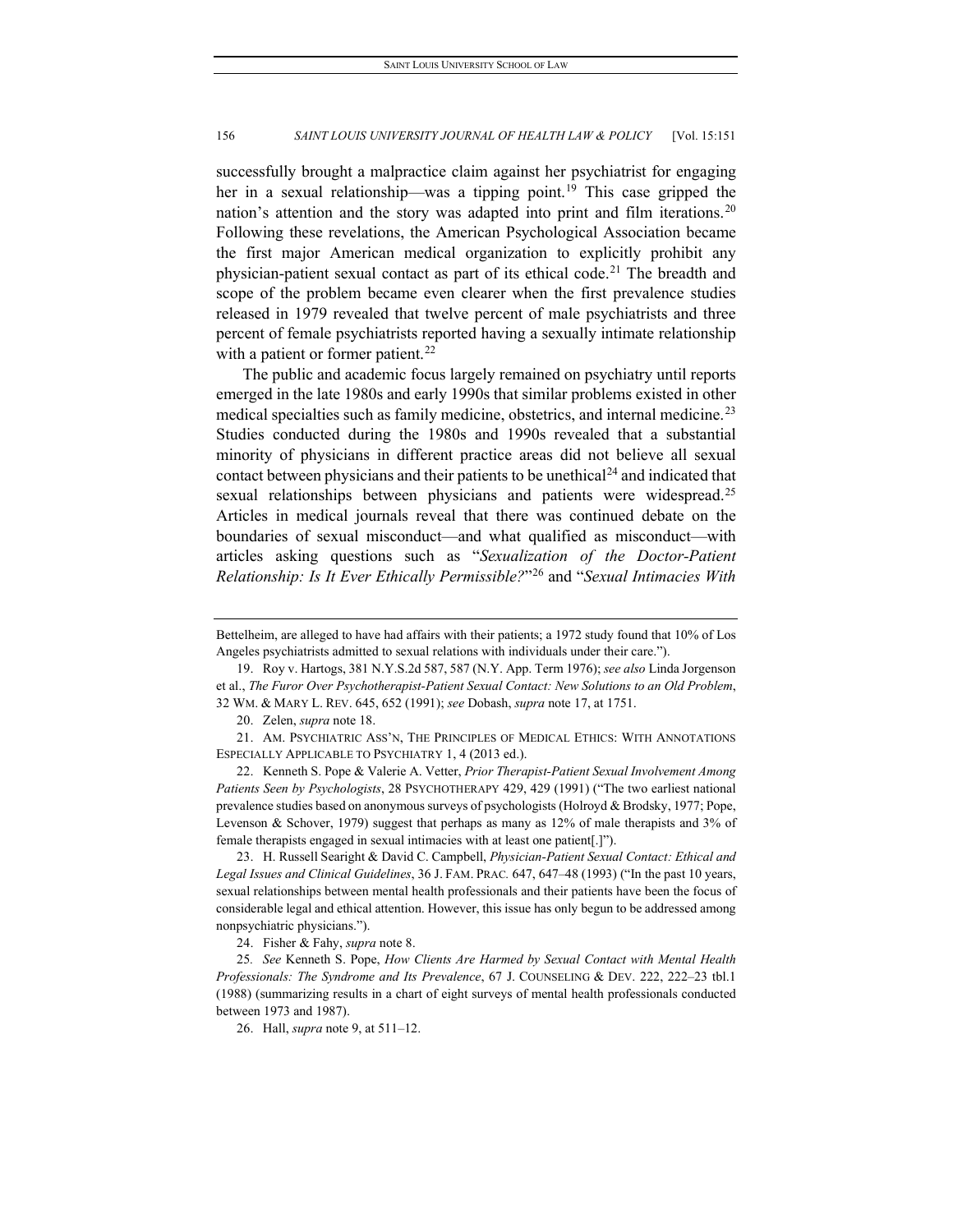successfully brought a malpractice claim against her psychiatrist for engaging her in a sexual relationship—was a tipping point.[19] This case gripped the nation's attention and the story was adapted into print and film iterations.[20] Following these revelations, the American Psychological Association became the first major American medical organization to explicitly prohibit any physician-patient sexual contact as part of its ethical code.[21] The breadth and scope of the problem became even clearer when the first prevalence studies released in 1979 revealed that twelve percent of male psychiatrists and three percent of female psychiatrists reported having a sexually intimate relationship with a patient or former patient.[22]

The public and academic focus largely remained on psychiatry until reports emerged in the late 1980s and early 1990s that similar problems existed in other medical specialties such as family medicine, obstetrics, and internal medicine.[23] Studies conducted during the 1980s and 1990s revealed that a substantial minority of physicians in different practice areas did not believe all sexual contact between physicians and their patients to be unethical[24] and indicated that sexual relationships between physicians and patients were widespread.[25] Articles in medical journals reveal that there was continued debate on the boundaries of sexual misconduct—and what qualified as misconduct—with articles asking questions such as "*Sexualization of the Doctor-Patient Relationship: Is It Ever Ethically Permissible?*"[26] and "*Sexual Intimacies With*

---

Bettelheim, are alleged to have had affairs with their patients; a 1972 study found that 10% of Los Angeles psychiatrists admitted to sexual relations with individuals under their care.").

19. Roy v. Hartogs, 381 N.Y.S.2d 587, 587 (N.Y. App. Term 1976); *see also* Linda Jorgenson et al., *The Furor Over Psychotherapist-Patient Sexual Contact: New Solutions to an Old Problem*, 32 WM. & MARY L. REV. 645, 652 (1991); *see* Dobash, *supra* note 17, at 1751.

20. Zelen, *supra* note 18.

21. AM. PSYCHIATRIC ASS'N, THE PRINCIPLES OF MEDICAL ETHICS: WITH ANNOTATIONS ESPECIALLY APPLICABLE TO PSYCHIATRY 1, 4 (2013 ed.).

22. Kenneth S. Pope & Valerie A. Vetter, *Prior Therapist-Patient Sexual Involvement Among Patients Seen by Psychologists*, 28 PSYCHOTHERAPY 429, 429 (1991) ("The two earliest national prevalence studies based on anonymous surveys of psychologists (Holroyd & Brodsky, 1977; Pope, Levenson & Schover, 1979) suggest that perhaps as many as 12% of male therapists and 3% of female therapists engaged in sexual intimacies with at least one patient[.]").

23. H. Russell Searight & David C. Campbell, *Physician-Patient Sexual Contact: Ethical and Legal Issues and Clinical Guidelines*, 36 J. FAM. PRAC. 647, 647–48 (1993) ("In the past 10 years, sexual relationships between mental health professionals and their patients have been the focus of considerable legal and ethical attention. However, this issue has only begun to be addressed among nonpsychiatric physicians.").

24. Fisher & Fahy, *supra* note 8.

25. *See* Kenneth S. Pope, *How Clients Are Harmed by Sexual Contact with Mental Health Professionals: The Syndrome and Its Prevalence*, 67 J. COUNSELING & DEV. 222, 222–23 tbl.1 (1988) (summarizing results in a chart of eight surveys of mental health professionals conducted between 1973 and 1987).

26. Hall, *supra* note 9, at 511–12.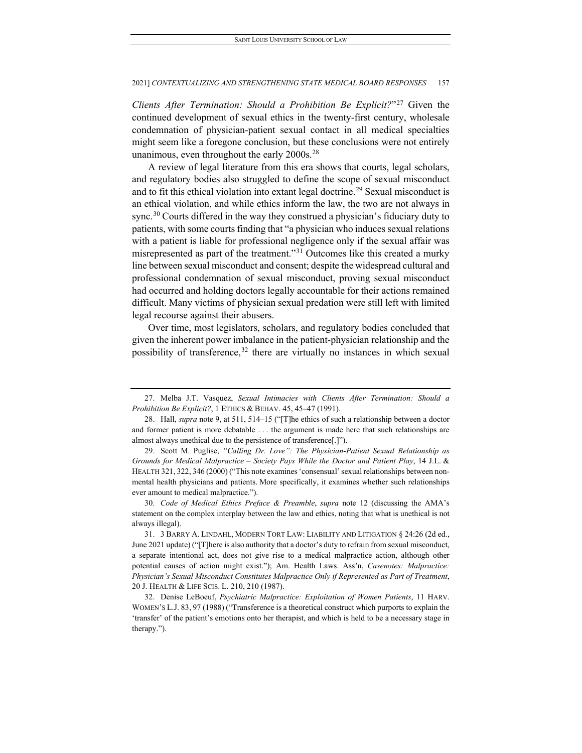*Clients After Termination: Should a Prohibition Be Explicit?*"[27] Given the continued development of sexual ethics in the twenty-first century, wholesale condemnation of physician-patient sexual contact in all medical specialties might seem like a foregone conclusion, but these conclusions were not entirely unanimous, even throughout the early 2000s.[28]

A review of legal literature from this era shows that courts, legal scholars, and regulatory bodies also struggled to define the scope of sexual misconduct and to fit this ethical violation into extant legal doctrine.[29] Sexual misconduct is an ethical violation, and while ethics inform the law, the two are not always in sync.[30] Courts differed in the way they construed a physician's fiduciary duty to patients, with some courts finding that "a physician who induces sexual relations with a patient is liable for professional negligence only if the sexual affair was misrepresented as part of the treatment."[31] Outcomes like this created a murky line between sexual misconduct and consent; despite the widespread cultural and professional condemnation of sexual misconduct, proving sexual misconduct had occurred and holding doctors legally accountable for their actions remained difficult. Many victims of physician sexual predation were still left with limited legal recourse against their abusers.

Over time, most legislators, scholars, and regulatory bodies concluded that given the inherent power imbalance in the patient-physician relationship and the possibility of transference,[32] there are virtually no instances in which sexual

---

27. Melba J.T. Vasquez, *Sexual Intimacies with Clients After Termination: Should a Prohibition Be Explicit?*, 1 ETHICS & BEHAV. 45, 45–47 (1991).

28. Hall, *supra* note 9, at 511, 514–15 ("[T]he ethics of such a relationship between a doctor and former patient is more debatable . . . the argument is made here that such relationships are almost always unethical due to the persistence of transference[.]").

29. Scott M. Puglise, *"Calling Dr. Love": The Physician-Patient Sexual Relationship as Grounds for Medical Malpractice – Society Pays While the Doctor and Patient Play*, 14 J.L. & HEALTH 321, 322, 346 (2000) ("This note examines 'consensual' sexual relationships between non-mental health physicians and patients. More specifically, it examines whether such relationships ever amount to medical malpractice.").

30. *Code of Medical Ethics Preface & Preamble*, *supra* note 12 (discussing the AMA's statement on the complex interplay between the law and ethics, noting that what is unethical is not always illegal).

31. 3 BARRY A. LINDAHL, MODERN TORT LAW: LIABILITY AND LITIGATION § 24:26 (2d ed., June 2021 update) ("[T]here is also authority that a doctor's duty to refrain from sexual misconduct, a separate intentional act, does not give rise to a medical malpractice action, although other potential causes of action might exist."); Am. Health Laws. Ass'n, *Casenotes: Malpractice: Physician's Sexual Misconduct Constitutes Malpractice Only if Represented as Part of Treatment*, 20 J. HEALTH & LIFE SCIS. L. 210, 210 (1987).

32. Denise LeBoeuf, *Psychiatric Malpractice: Exploitation of Women Patients*, 11 HARV. WOMEN'S L.J. 83, 97 (1988) ("Transference is a theoretical construct which purports to explain the 'transfer' of the patient's emotions onto her therapist, and which is held to be a necessary stage in therapy.").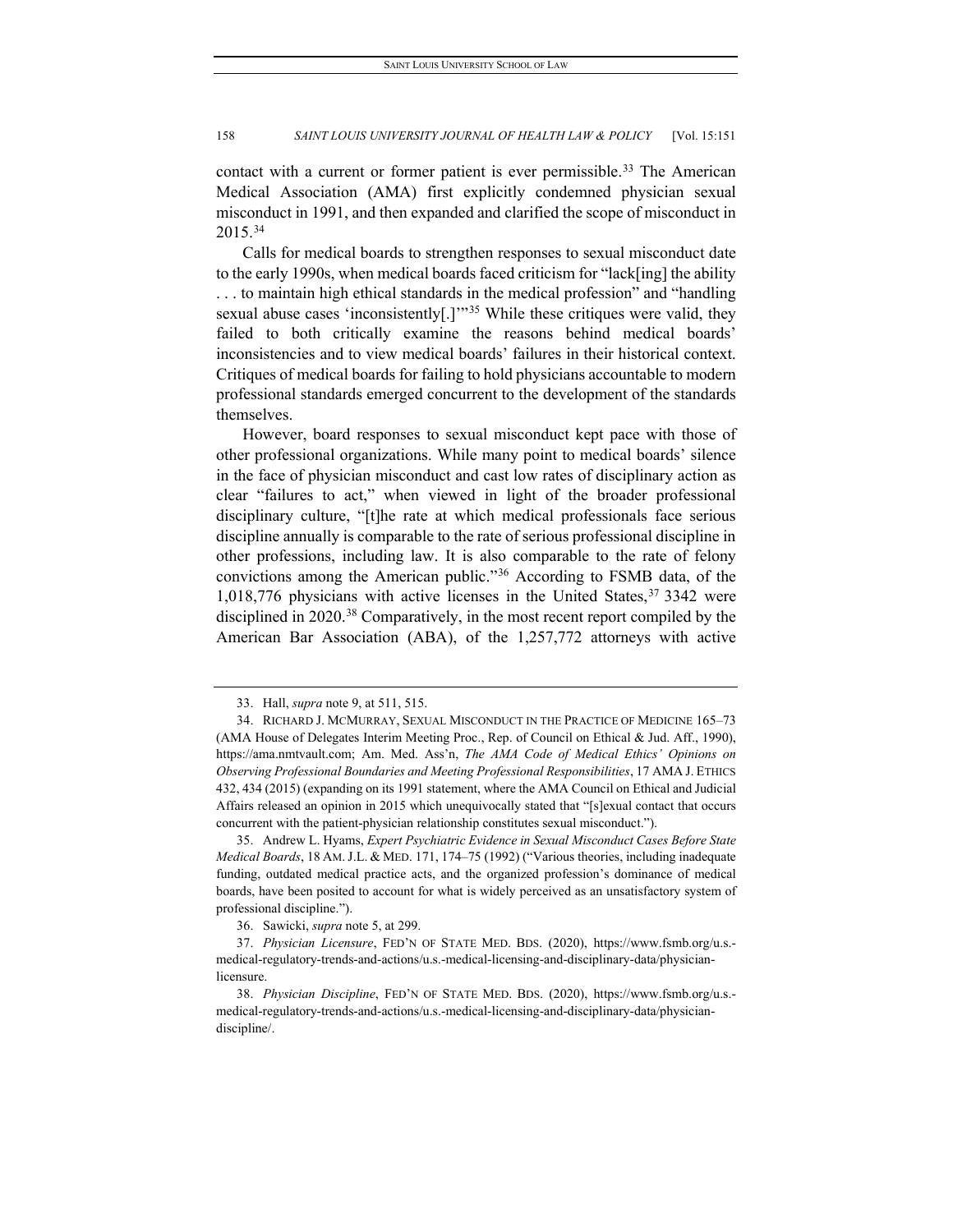contact with a current or former patient is ever permissible.[33] The American Medical Association (AMA) first explicitly condemned physician sexual misconduct in 1991, and then expanded and clarified the scope of misconduct in 2015.[34]

Calls for medical boards to strengthen responses to sexual misconduct date to the early 1990s, when medical boards faced criticism for "lack[ing] the ability . . . to maintain high ethical standards in the medical profession" and "handling sexual abuse cases 'inconsistently[.]'"[35] While these critiques were valid, they failed to both critically examine the reasons behind medical boards' inconsistencies and to view medical boards' failures in their historical context. Critiques of medical boards for failing to hold physicians accountable to modern professional standards emerged concurrent to the development of the standards themselves.

However, board responses to sexual misconduct kept pace with those of other professional organizations. While many point to medical boards' silence in the face of physician misconduct and cast low rates of disciplinary action as clear "failures to act," when viewed in light of the broader professional disciplinary culture, "[t]he rate at which medical professionals face serious discipline annually is comparable to the rate of serious professional discipline in other professions, including law. It is also comparable to the rate of felony convictions among the American public."[36] According to FSMB data, of the 1,018,776 physicians with active licenses in the United States,[37] 3342 were disciplined in 2020.[38] Comparatively, in the most recent report compiled by the American Bar Association (ABA), of the 1,257,772 attorneys with active

---

33. Hall, *supra* note 9, at 511, 515.

34. RICHARD J. MCMURRAY, SEXUAL MISCONDUCT IN THE PRACTICE OF MEDICINE 165–73 (AMA House of Delegates Interim Meeting Proc., Rep. of Council on Ethical & Jud. Aff., 1990), https://ama.nmtvault.com; Am. Med. Ass'n, *The AMA Code of Medical Ethics' Opinions on Observing Professional Boundaries and Meeting Professional Responsibilities*, 17 AMA J. ETHICS 432, 434 (2015) (expanding on its 1991 statement, where the AMA Council on Ethical and Judicial Affairs released an opinion in 2015 which unequivocally stated that "[s]exual contact that occurs concurrent with the patient-physician relationship constitutes sexual misconduct.").

35. Andrew L. Hyams, *Expert Psychiatric Evidence in Sexual Misconduct Cases Before State Medical Boards*, 18 AM. J.L. & MED. 171, 174–75 (1992) ("Various theories, including inadequate funding, outdated medical practice acts, and the organized profession's dominance of medical boards, have been posited to account for what is widely perceived as an unsatisfactory system of professional discipline.").

36. Sawicki, *supra* note 5, at 299.

37. *Physician Licensure*, FED'N OF STATE MED. BDS. (2020), https://www.fsmb.org/u.s.-medical-regulatory-trends-and-actions/u.s.-medical-licensing-and-disciplinary-data/physician-licensure.

38. *Physician Discipline*, FED'N OF STATE MED. BDS. (2020), https://www.fsmb.org/u.s.-medical-regulatory-trends-and-actions/u.s.-medical-licensing-and-disciplinary-data/physician-discipline/.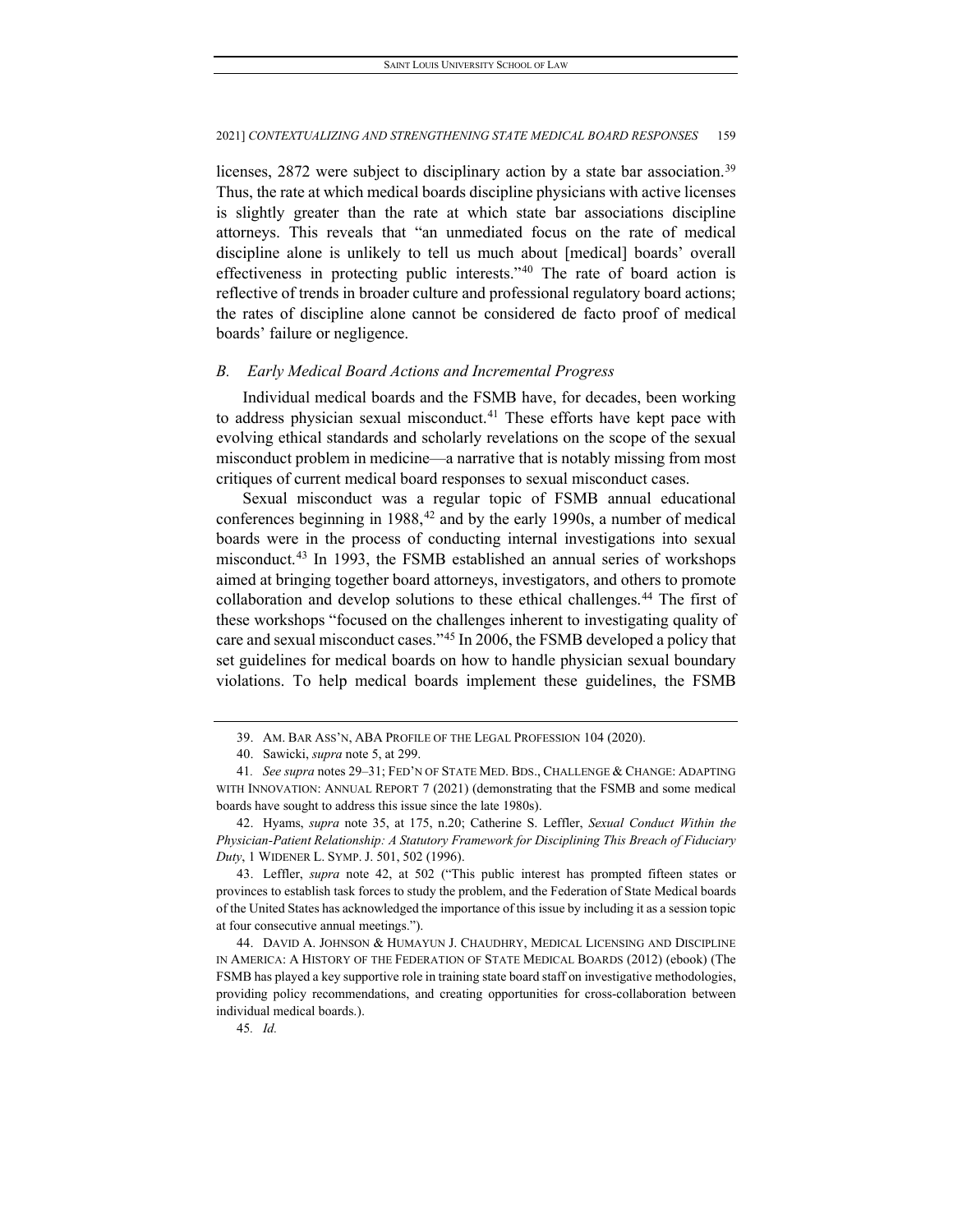licenses, 2872 were subject to disciplinary action by a state bar association.[39] Thus, the rate at which medical boards discipline physicians with active licenses is slightly greater than the rate at which state bar associations discipline attorneys. This reveals that "an unmediated focus on the rate of medical discipline alone is unlikely to tell us much about [medical] boards' overall effectiveness in protecting public interests."[40] The rate of board action is reflective of trends in broader culture and professional regulatory board actions; the rates of discipline alone cannot be considered de facto proof of medical boards' failure or negligence.

### *B. Early Medical Board Actions and Incremental Progress*

Individual medical boards and the FSMB have, for decades, been working to address physician sexual misconduct.[41] These efforts have kept pace with evolving ethical standards and scholarly revelations on the scope of the sexual misconduct problem in medicine—a narrative that is notably missing from most critiques of current medical board responses to sexual misconduct cases.

Sexual misconduct was a regular topic of FSMB annual educational conferences beginning in 1988,[42] and by the early 1990s, a number of medical boards were in the process of conducting internal investigations into sexual misconduct.[43] In 1993, the FSMB established an annual series of workshops aimed at bringing together board attorneys, investigators, and others to promote collaboration and develop solutions to these ethical challenges.[44] The first of these workshops "focused on the challenges inherent to investigating quality of care and sexual misconduct cases."[45] In 2006, the FSMB developed a policy that set guidelines for medical boards on how to handle physician sexual boundary violations. To help medical boards implement these guidelines, the FSMB

---

39. AM. BAR ASS'N, ABA PROFILE OF THE LEGAL PROFESSION 104 (2020).

40. Sawicki, *supra* note 5, at 299.

41. *See supra* notes 29–31; FED'N OF STATE MED. BDS., CHALLENGE & CHANGE: ADAPTING WITH INNOVATION: ANNUAL REPORT 7 (2021) (demonstrating that the FSMB and some medical boards have sought to address this issue since the late 1980s).

42. Hyams, *supra* note 35, at 175, n.20; Catherine S. Leffler, *Sexual Conduct Within the Physician-Patient Relationship: A Statutory Framework for Disciplining This Breach of Fiduciary Duty*, 1 WIDENER L. SYMP. J. 501, 502 (1996).

43. Leffler, *supra* note 42, at 502 ("This public interest has prompted fifteen states or provinces to establish task forces to study the problem, and the Federation of State Medical boards of the United States has acknowledged the importance of this issue by including it as a session topic at four consecutive annual meetings.").

44. DAVID A. JOHNSON & HUMAYUN J. CHAUDHRY, MEDICAL LICENSING AND DISCIPLINE IN AMERICA: A HISTORY OF THE FEDERATION OF STATE MEDICAL BOARDS (2012) (ebook) (The FSMB has played a key supportive role in training state board staff on investigative methodologies, providing policy recommendations, and creating opportunities for cross-collaboration between individual medical boards.).

45. *Id.*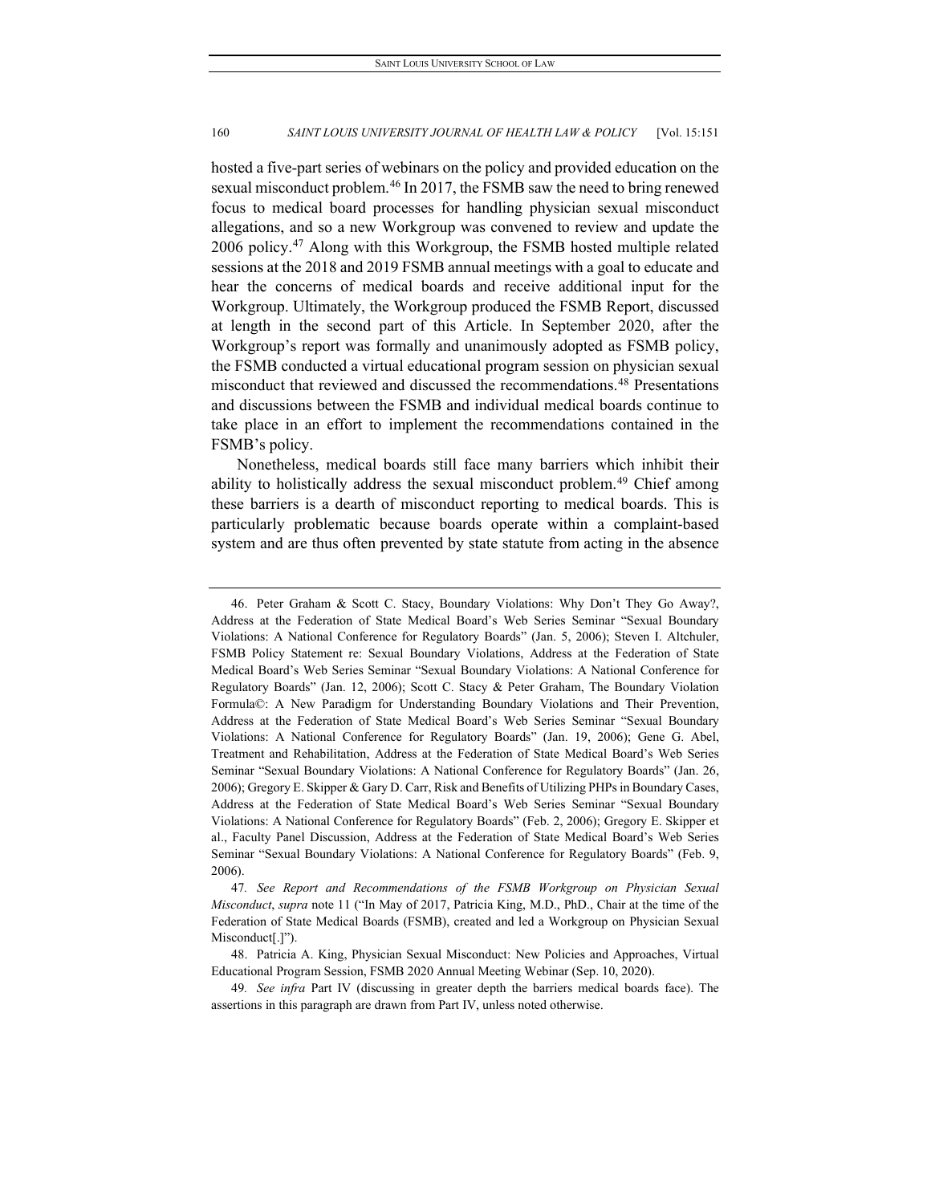hosted a five-part series of webinars on the policy and provided education on the sexual misconduct problem.[46] In 2017, the FSMB saw the need to bring renewed focus to medical board processes for handling physician sexual misconduct allegations, and so a new Workgroup was convened to review and update the 2006 policy.[47] Along with this Workgroup, the FSMB hosted multiple related sessions at the 2018 and 2019 FSMB annual meetings with a goal to educate and hear the concerns of medical boards and receive additional input for the Workgroup. Ultimately, the Workgroup produced the FSMB Report, discussed at length in the second part of this Article. In September 2020, after the Workgroup's report was formally and unanimously adopted as FSMB policy, the FSMB conducted a virtual educational program session on physician sexual misconduct that reviewed and discussed the recommendations.[48] Presentations and discussions between the FSMB and individual medical boards continue to take place in an effort to implement the recommendations contained in the FSMB's policy.

Nonetheless, medical boards still face many barriers which inhibit their ability to holistically address the sexual misconduct problem.[49] Chief among these barriers is a dearth of misconduct reporting to medical boards. This is particularly problematic because boards operate within a complaint-based system and are thus often prevented by state statute from acting in the absence

---

46. Peter Graham & Scott C. Stacy, Boundary Violations: Why Don't They Go Away?, Address at the Federation of State Medical Board's Web Series Seminar "Sexual Boundary Violations: A National Conference for Regulatory Boards" (Jan. 5, 2006); Steven I. Altchuler, FSMB Policy Statement re: Sexual Boundary Violations, Address at the Federation of State Medical Board's Web Series Seminar "Sexual Boundary Violations: A National Conference for Regulatory Boards" (Jan. 12, 2006); Scott C. Stacy & Peter Graham, The Boundary Violation Formula©: A New Paradigm for Understanding Boundary Violations and Their Prevention, Address at the Federation of State Medical Board's Web Series Seminar "Sexual Boundary Violations: A National Conference for Regulatory Boards" (Jan. 19, 2006); Gene G. Abel, Treatment and Rehabilitation, Address at the Federation of State Medical Board's Web Series Seminar "Sexual Boundary Violations: A National Conference for Regulatory Boards" (Jan. 26, 2006); Gregory E. Skipper & Gary D. Carr, Risk and Benefits of Utilizing PHPs in Boundary Cases, Address at the Federation of State Medical Board's Web Series Seminar "Sexual Boundary Violations: A National Conference for Regulatory Boards" (Feb. 2, 2006); Gregory E. Skipper et al., Faculty Panel Discussion, Address at the Federation of State Medical Board's Web Series Seminar "Sexual Boundary Violations: A National Conference for Regulatory Boards" (Feb. 9, 2006).

47. *See Report and Recommendations of the FSMB Workgroup on Physician Sexual Misconduct*, *supra* note 11 ("In May of 2017, Patricia King, M.D., PhD., Chair at the time of the Federation of State Medical Boards (FSMB), created and led a Workgroup on Physician Sexual Misconduct[.]").

48. Patricia A. King, Physician Sexual Misconduct: New Policies and Approaches, Virtual Educational Program Session, FSMB 2020 Annual Meeting Webinar (Sep. 10, 2020).

49. *See infra* Part IV (discussing in greater depth the barriers medical boards face). The assertions in this paragraph are drawn from Part IV, unless noted otherwise.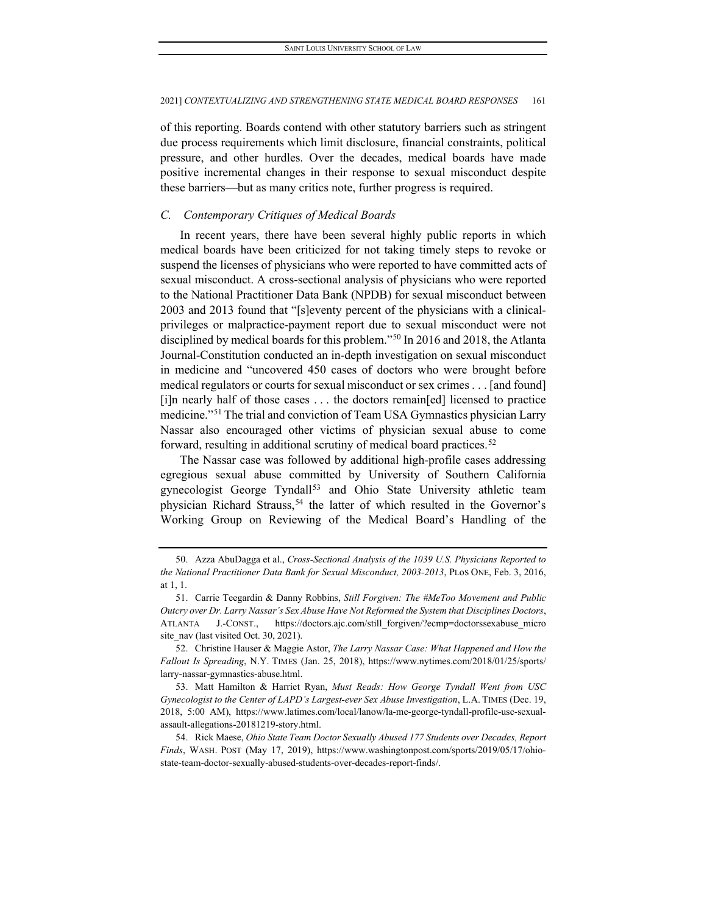of this reporting. Boards contend with other statutory barriers such as stringent due process requirements which limit disclosure, financial constraints, political pressure, and other hurdles. Over the decades, medical boards have made positive incremental changes in their response to sexual misconduct despite these barriers—but as many critics note, further progress is required.

### *C. Contemporary Critiques of Medical Boards*

In recent years, there have been several highly public reports in which medical boards have been criticized for not taking timely steps to revoke or suspend the licenses of physicians who were reported to have committed acts of sexual misconduct. A cross-sectional analysis of physicians who were reported to the National Practitioner Data Bank (NPDB) for sexual misconduct between 2003 and 2013 found that "[s]eventy percent of the physicians with a clinical-privileges or malpractice-payment report due to sexual misconduct were not disciplined by medical boards for this problem."[50] In 2016 and 2018, the Atlanta Journal-Constitution conducted an in-depth investigation on sexual misconduct in medicine and "uncovered 450 cases of doctors who were brought before medical regulators or courts for sexual misconduct or sex crimes . . . [and found] [i]n nearly half of those cases . . . the doctors remain[ed] licensed to practice medicine."[51] The trial and conviction of Team USA Gymnastics physician Larry Nassar also encouraged other victims of physician sexual abuse to come forward, resulting in additional scrutiny of medical board practices.[52]

The Nassar case was followed by additional high-profile cases addressing egregious sexual abuse committed by University of Southern California gynecologist George Tyndall[53] and Ohio State University athletic team physician Richard Strauss,[54] the latter of which resulted in the Governor's Working Group on Reviewing of the Medical Board's Handling of the

---

50. Azza AbuDagga et al., *Cross-Sectional Analysis of the 1039 U.S. Physicians Reported to the National Practitioner Data Bank for Sexual Misconduct, 2003-2013*, PLOS ONE, Feb. 3, 2016, at 1, 1.

51. Carrie Teegardin & Danny Robbins, *Still Forgiven: The #MeToo Movement and Public Outcry over Dr. Larry Nassar's Sex Abuse Have Not Reformed the System that Disciplines Doctors*, ATLANTA J.-CONST., https://doctors.ajc.com/still_forgiven/?ecmp=doctorssexabuse_microsite_nav (last visited Oct. 30, 2021).

52. Christine Hauser & Maggie Astor, *The Larry Nassar Case: What Happened and How the Fallout Is Spreading*, N.Y. TIMES (Jan. 25, 2018), https://www.nytimes.com/2018/01/25/sports/larry-nassar-gymnastics-abuse.html.

53. Matt Hamilton & Harriet Ryan, *Must Reads: How George Tyndall Went from USC Gynecologist to the Center of LAPD's Largest-ever Sex Abuse Investigation*, L.A. TIMES (Dec. 19, 2018, 5:00 AM), https://www.latimes.com/local/lanow/la-me-george-tyndall-profile-usc-sexual-assault-allegations-20181219-story.html.

54. Rick Maese, *Ohio State Team Doctor Sexually Abused 177 Students over Decades, Report Finds*, WASH. POST (May 17, 2019), https://www.washingtonpost.com/sports/2019/05/17/ohio-state-team-doctor-sexually-abused-students-over-decades-report-finds/.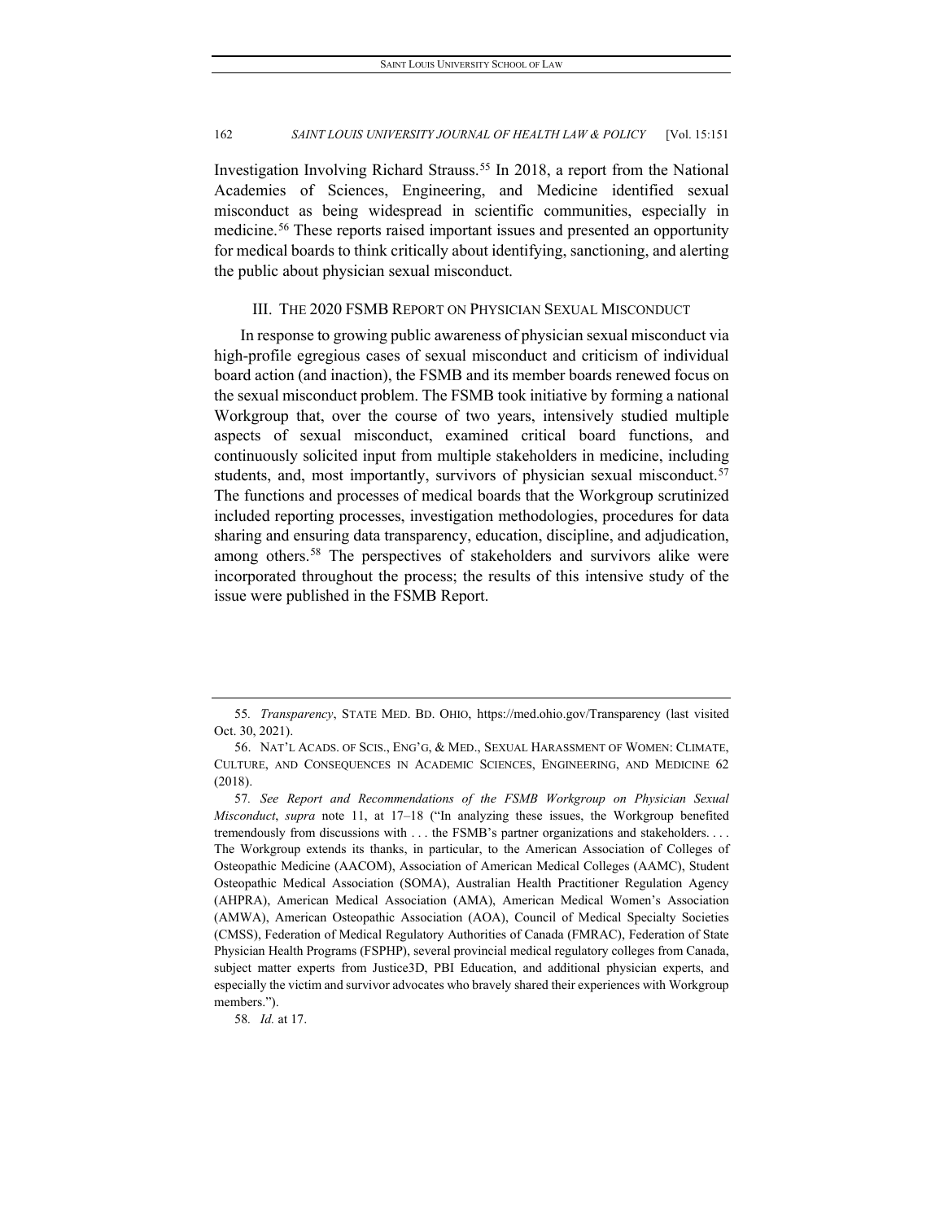Investigation Involving Richard Strauss.[55] In 2018, a report from the National Academies of Sciences, Engineering, and Medicine identified sexual misconduct as being widespread in scientific communities, especially in medicine.[56] These reports raised important issues and presented an opportunity for medical boards to think critically about identifying, sanctioning, and alerting the public about physician sexual misconduct.

## III. THE 2020 FSMB REPORT ON PHYSICIAN SEXUAL MISCONDUCT

In response to growing public awareness of physician sexual misconduct via high-profile egregious cases of sexual misconduct and criticism of individual board action (and inaction), the FSMB and its member boards renewed focus on the sexual misconduct problem. The FSMB took initiative by forming a national Workgroup that, over the course of two years, intensively studied multiple aspects of sexual misconduct, examined critical board functions, and continuously solicited input from multiple stakeholders in medicine, including students, and, most importantly, survivors of physician sexual misconduct.[57] The functions and processes of medical boards that the Workgroup scrutinized included reporting processes, investigation methodologies, procedures for data sharing and ensuring data transparency, education, discipline, and adjudication, among others.[58] The perspectives of stakeholders and survivors alike were incorporated throughout the process; the results of this intensive study of the issue were published in the FSMB Report.

---

55. *Transparency*, STATE MED. BD. OHIO, https://med.ohio.gov/Transparency (last visited Oct. 30, 2021).

56. NAT'L ACADS. OF SCIS., ENG'G, & MED., SEXUAL HARASSMENT OF WOMEN: CLIMATE, CULTURE, AND CONSEQUENCES IN ACADEMIC SCIENCES, ENGINEERING, AND MEDICINE 62 (2018).

57. *See Report and Recommendations of the FSMB Workgroup on Physician Sexual Misconduct*, *supra* note 11, at 17–18 ("In analyzing these issues, the Workgroup benefited tremendously from discussions with . . . the FSMB's partner organizations and stakeholders. . . . The Workgroup extends its thanks, in particular, to the American Association of Colleges of Osteopathic Medicine (AACOM), Association of American Medical Colleges (AAMC), Student Osteopathic Medical Association (SOMA), Australian Health Practitioner Regulation Agency (AHPRA), American Medical Association (AMA), American Medical Women's Association (AMWA), American Osteopathic Association (AOA), Council of Medical Specialty Societies (CMSS), Federation of Medical Regulatory Authorities of Canada (FMRAC), Federation of State Physician Health Programs (FSPHP), several provincial medical regulatory colleges from Canada, subject matter experts from Justice3D, PBI Education, and additional physician experts, and especially the victim and survivor advocates who bravely shared their experiences with Workgroup members.").

58. *Id.* at 17.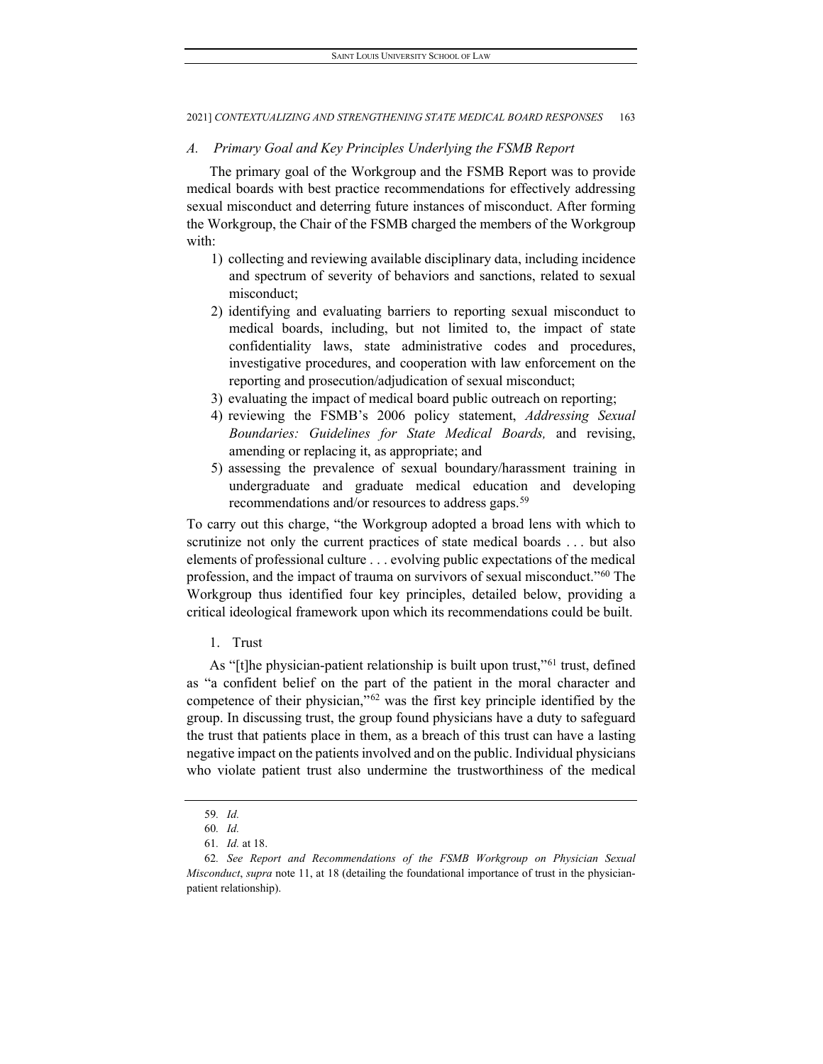### *A. Primary Goal and Key Principles Underlying the FSMB Report*

The primary goal of the Workgroup and the FSMB Report was to provide medical boards with best practice recommendations for effectively addressing sexual misconduct and deterring future instances of misconduct. After forming the Workgroup, the Chair of the FSMB charged the members of the Workgroup with:

1) collecting and reviewing available disciplinary data, including incidence and spectrum of severity of behaviors and sanctions, related to sexual misconduct;
2) identifying and evaluating barriers to reporting sexual misconduct to medical boards, including, but not limited to, the impact of state confidentiality laws, state administrative codes and procedures, investigative procedures, and cooperation with law enforcement on the reporting and prosecution/adjudication of sexual misconduct;
3) evaluating the impact of medical board public outreach on reporting;
4) reviewing the FSMB's 2006 policy statement, *Addressing Sexual Boundaries: Guidelines for State Medical Boards,* and revising, amending or replacing it, as appropriate; and
5) assessing the prevalence of sexual boundary/harassment training in undergraduate and graduate medical education and developing recommendations and/or resources to address gaps.[59]

To carry out this charge, "the Workgroup adopted a broad lens with which to scrutinize not only the current practices of state medical boards . . . but also elements of professional culture . . . evolving public expectations of the medical profession, and the impact of trauma on survivors of sexual misconduct."[60] The Workgroup thus identified four key principles, detailed below, providing a critical ideological framework upon which its recommendations could be built.

#### 1. Trust

As "[t]he physician-patient relationship is built upon trust,"[61] trust, defined as "a confident belief on the part of the patient in the moral character and competence of their physician,"[62] was the first key principle identified by the group. In discussing trust, the group found physicians have a duty to safeguard the trust that patients place in them, as a breach of this trust can have a lasting negative impact on the patients involved and on the public. Individual physicians who violate patient trust also undermine the trustworthiness of the medical

---

59. *Id.*

60. *Id.*

61. *Id.* at 18.

62. *See Report and Recommendations of the FSMB Workgroup on Physician Sexual Misconduct*, *supra* note 11, at 18 (detailing the foundational importance of trust in the physician-patient relationship).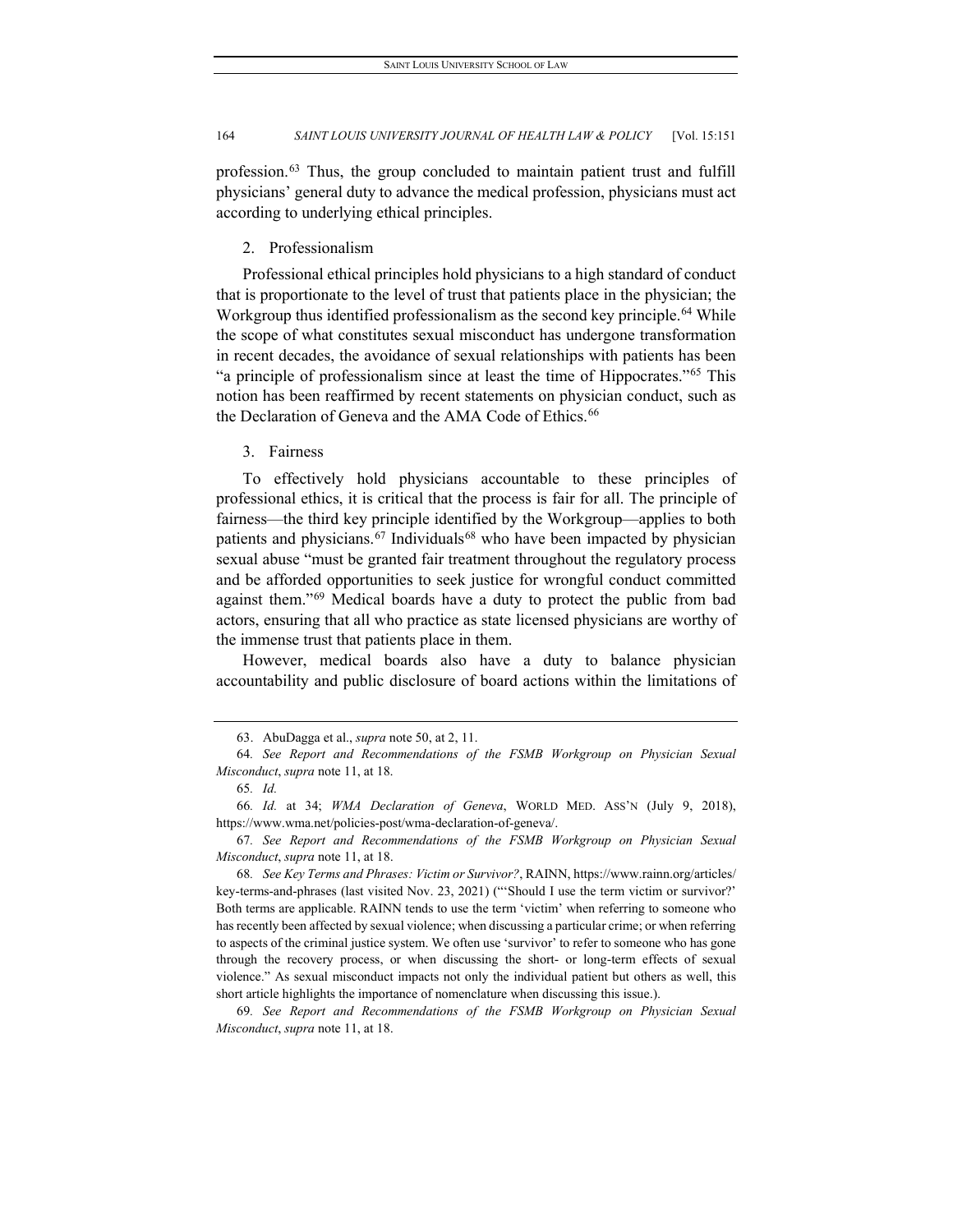profession.[63] Thus, the group concluded to maintain patient trust and fulfill physicians' general duty to advance the medical profession, physicians must act according to underlying ethical principles.

### 2. Professionalism

Professional ethical principles hold physicians to a high standard of conduct that is proportionate to the level of trust that patients place in the physician; the Workgroup thus identified professionalism as the second key principle.[64] While the scope of what constitutes sexual misconduct has undergone transformation in recent decades, the avoidance of sexual relationships with patients has been "a principle of professionalism since at least the time of Hippocrates."[65] This notion has been reaffirmed by recent statements on physician conduct, such as the Declaration of Geneva and the AMA Code of Ethics.[66]

### 3. Fairness

To effectively hold physicians accountable to these principles of professional ethics, it is critical that the process is fair for all. The principle of fairness—the third key principle identified by the Workgroup—applies to both patients and physicians.[67] Individuals[68] who have been impacted by physician sexual abuse "must be granted fair treatment throughout the regulatory process and be afforded opportunities to seek justice for wrongful conduct committed against them."[69] Medical boards have a duty to protect the public from bad actors, ensuring that all who practice as state licensed physicians are worthy of the immense trust that patients place in them.

However, medical boards also have a duty to balance physician accountability and public disclosure of board actions within the limitations of

---

63. AbuDagga et al., *supra* note 50, at 2, 11.

64. *See Report and Recommendations of the FSMB Workgroup on Physician Sexual Misconduct*, *supra* note 11, at 18.

65. *Id.*

66. *Id.* at 34; *WMA Declaration of Geneva*, WORLD MED. ASS'N (July 9, 2018), https://www.wma.net/policies-post/wma-declaration-of-geneva/.

67. *See Report and Recommendations of the FSMB Workgroup on Physician Sexual Misconduct*, *supra* note 11, at 18.

68. *See Key Terms and Phrases: Victim or Survivor?*, RAINN, https://www.rainn.org/articles/key-terms-and-phrases (last visited Nov. 23, 2021) ("'Should I use the term victim or survivor?' Both terms are applicable. RAINN tends to use the term 'victim' when referring to someone who has recently been affected by sexual violence; when discussing a particular crime; or when referring to aspects of the criminal justice system. We often use 'survivor' to refer to someone who has gone through the recovery process, or when discussing the short- or long-term effects of sexual violence." As sexual misconduct impacts not only the individual patient but others as well, this short article highlights the importance of nomenclature when discussing this issue.).

69. *See Report and Recommendations of the FSMB Workgroup on Physician Sexual Misconduct*, *supra* note 11, at 18.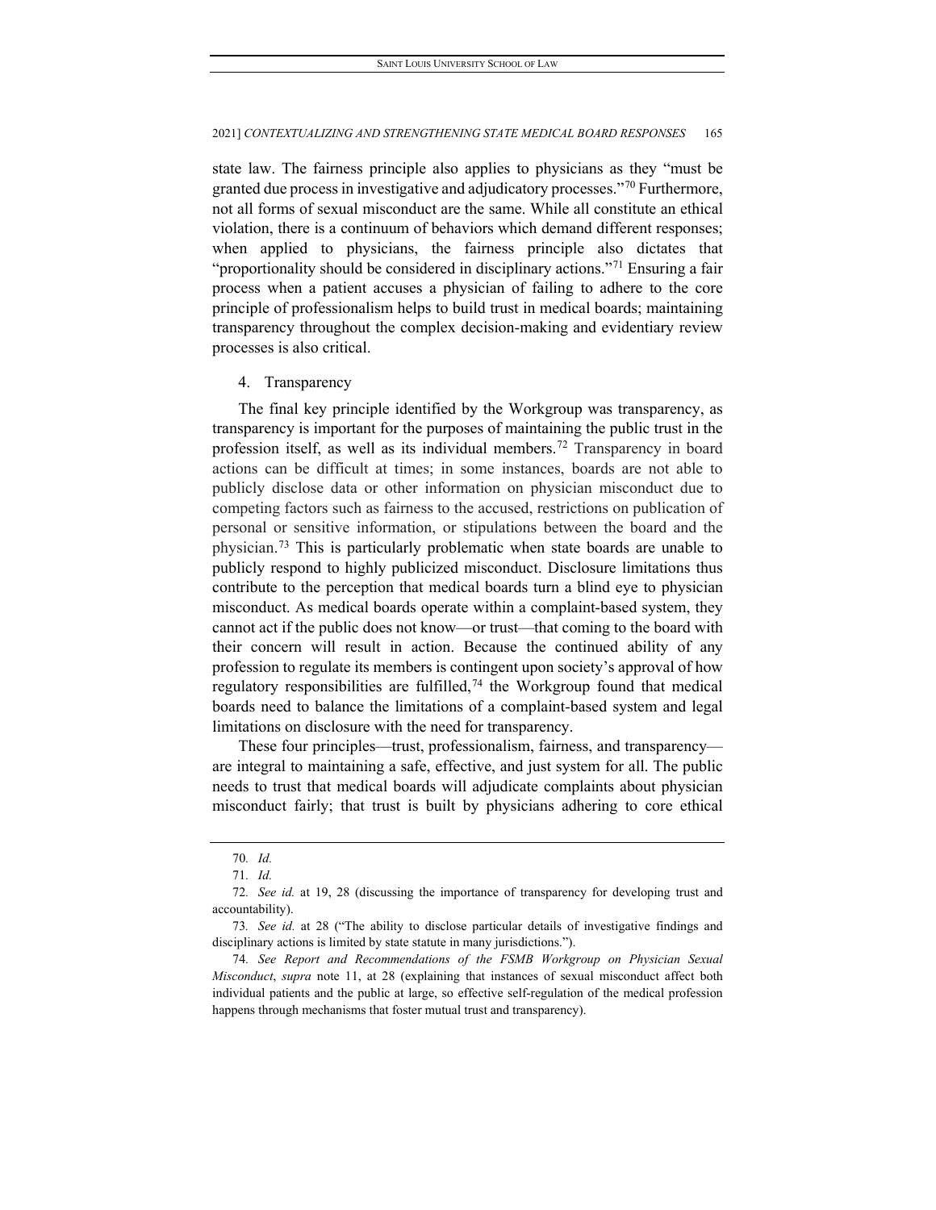state law. The fairness principle also applies to physicians as they "must be granted due process in investigative and adjudicatory processes."[70] Furthermore, not all forms of sexual misconduct are the same. While all constitute an ethical violation, there is a continuum of behaviors which demand different responses; when applied to physicians, the fairness principle also dictates that "proportionality should be considered in disciplinary actions."[71] Ensuring a fair process when a patient accuses a physician of failing to adhere to the core principle of professionalism helps to build trust in medical boards; maintaining transparency throughout the complex decision-making and evidentiary review processes is also critical.

4. Transparency

The final key principle identified by the Workgroup was transparency, as transparency is important for the purposes of maintaining the public trust in the profession itself, as well as its individual members.[72] Transparency in board actions can be difficult at times; in some instances, boards are not able to publicly disclose data or other information on physician misconduct due to competing factors such as fairness to the accused, restrictions on publication of personal or sensitive information, or stipulations between the board and the physician.[73] This is particularly problematic when state boards are unable to publicly respond to highly publicized misconduct. Disclosure limitations thus contribute to the perception that medical boards turn a blind eye to physician misconduct. As medical boards operate within a complaint-based system, they cannot act if the public does not know—or trust—that coming to the board with their concern will result in action. Because the continued ability of any profession to regulate its members is contingent upon society's approval of how regulatory responsibilities are fulfilled,[74] the Workgroup found that medical boards need to balance the limitations of a complaint-based system and legal limitations on disclosure with the need for transparency.

These four principles—trust, professionalism, fairness, and transparency—are integral to maintaining a safe, effective, and just system for all. The public needs to trust that medical boards will adjudicate complaints about physician misconduct fairly; that trust is built by physicians adhering to core ethical

70. *Id.*

71. *Id.*

72. *See id.* at 19, 28 (discussing the importance of transparency for developing trust and accountability).

73. *See id.* at 28 ("The ability to disclose particular details of investigative findings and disciplinary actions is limited by state statute in many jurisdictions.").

74. *See Report and Recommendations of the FSMB Workgroup on Physician Sexual Misconduct*, *supra* note 11, at 28 (explaining that instances of sexual misconduct affect both individual patients and the public at large, so effective self-regulation of the medical profession happens through mechanisms that foster mutual trust and transparency).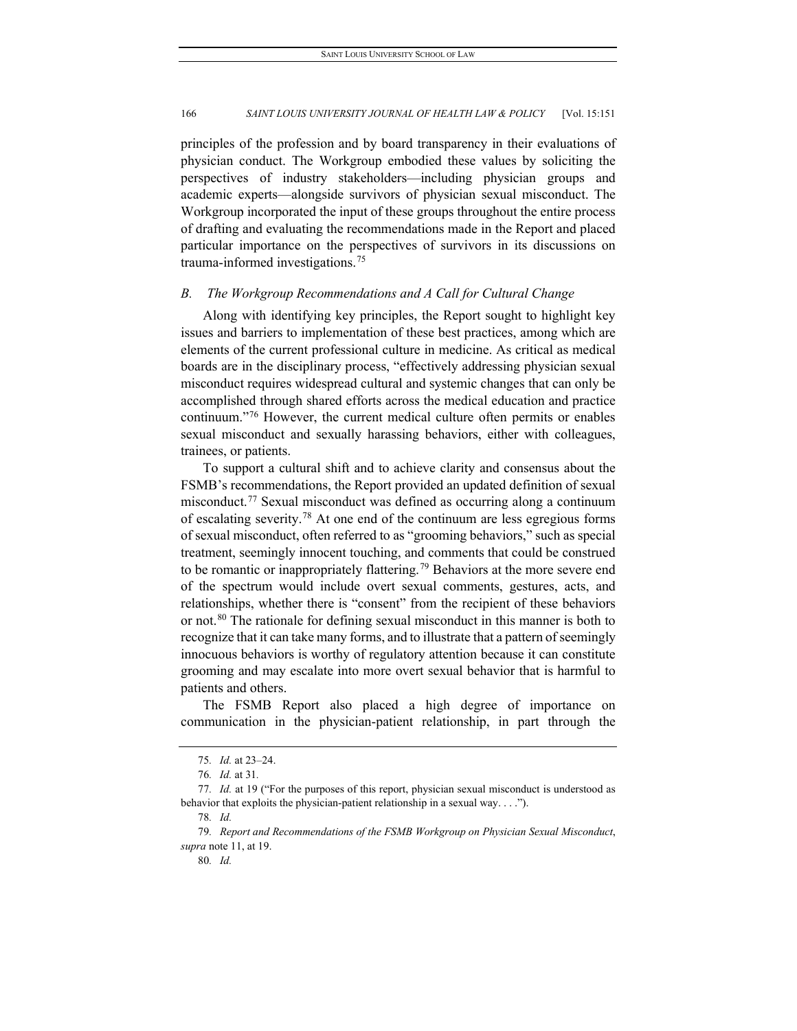principles of the profession and by board transparency in their evaluations of physician conduct. The Workgroup embodied these values by soliciting the perspectives of industry stakeholders—including physician groups and academic experts—alongside survivors of physician sexual misconduct. The Workgroup incorporated the input of these groups throughout the entire process of drafting and evaluating the recommendations made in the Report and placed particular importance on the perspectives of survivors in its discussions on trauma-informed investigations.[75]

### *B. The Workgroup Recommendations and A Call for Cultural Change*

Along with identifying key principles, the Report sought to highlight key issues and barriers to implementation of these best practices, among which are elements of the current professional culture in medicine. As critical as medical boards are in the disciplinary process, "effectively addressing physician sexual misconduct requires widespread cultural and systemic changes that can only be accomplished through shared efforts across the medical education and practice continuum."[76] However, the current medical culture often permits or enables sexual misconduct and sexually harassing behaviors, either with colleagues, trainees, or patients.

To support a cultural shift and to achieve clarity and consensus about the FSMB's recommendations, the Report provided an updated definition of sexual misconduct.[77] Sexual misconduct was defined as occurring along a continuum of escalating severity.[78] At one end of the continuum are less egregious forms of sexual misconduct, often referred to as "grooming behaviors," such as special treatment, seemingly innocent touching, and comments that could be construed to be romantic or inappropriately flattering.[79] Behaviors at the more severe end of the spectrum would include overt sexual comments, gestures, acts, and relationships, whether there is "consent" from the recipient of these behaviors or not.[80] The rationale for defining sexual misconduct in this manner is both to recognize that it can take many forms, and to illustrate that a pattern of seemingly innocuous behaviors is worthy of regulatory attention because it can constitute grooming and may escalate into more overt sexual behavior that is harmful to patients and others.

The FSMB Report also placed a high degree of importance on communication in the physician-patient relationship, in part through the

---

75. *Id.* at 23–24.

76. *Id.* at 31.

77. *Id.* at 19 ("For the purposes of this report, physician sexual misconduct is understood as behavior that exploits the physician-patient relationship in a sexual way. . . .").

78. *Id.*

79. *Report and Recommendations of the FSMB Workgroup on Physician Sexual Misconduct*, *supra* note 11, at 19.

80. *Id.*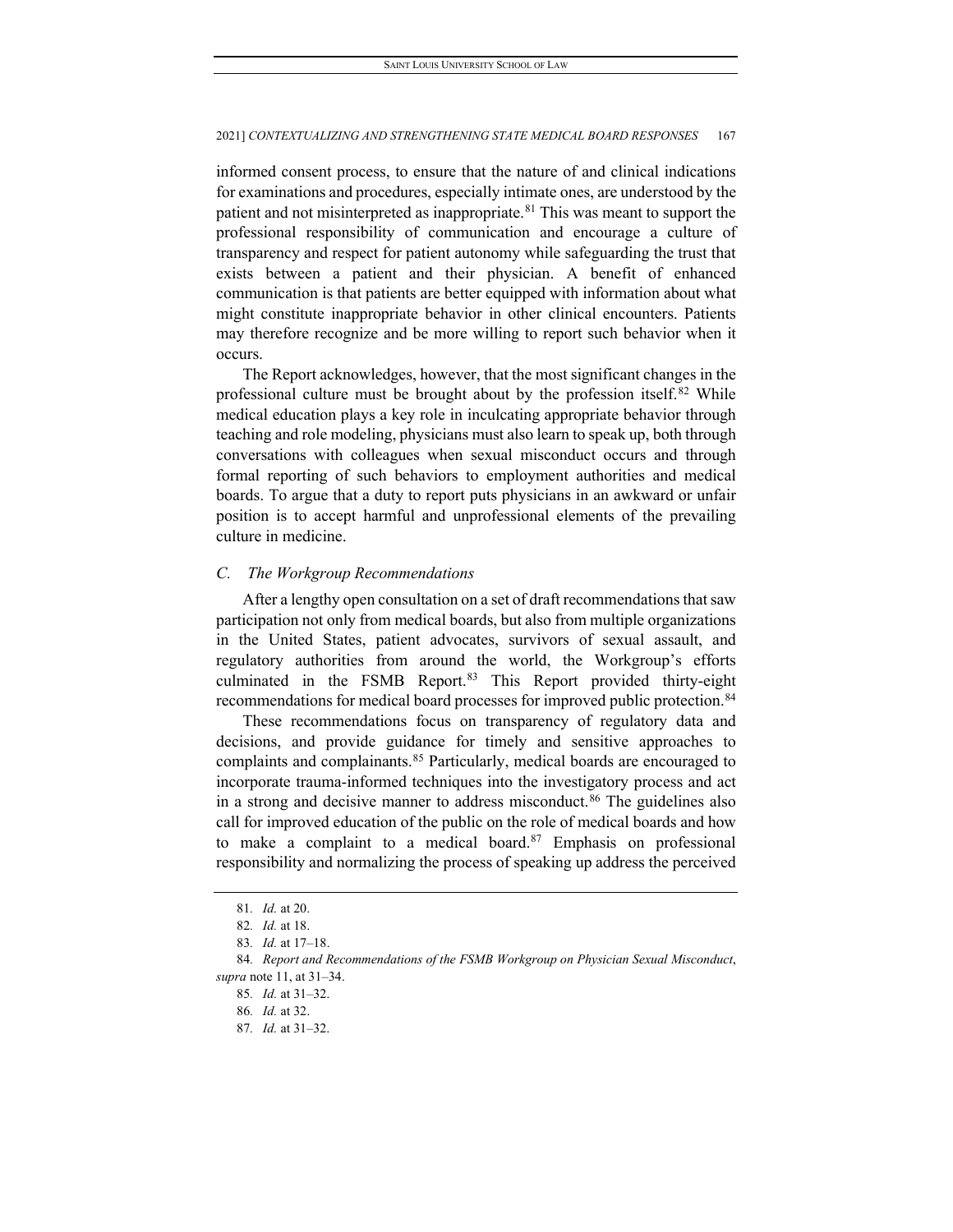informed consent process, to ensure that the nature of and clinical indications for examinations and procedures, especially intimate ones, are understood by the patient and not misinterpreted as inappropriate.[81] This was meant to support the professional responsibility of communication and encourage a culture of transparency and respect for patient autonomy while safeguarding the trust that exists between a patient and their physician. A benefit of enhanced communication is that patients are better equipped with information about what might constitute inappropriate behavior in other clinical encounters. Patients may therefore recognize and be more willing to report such behavior when it occurs.

The Report acknowledges, however, that the most significant changes in the professional culture must be brought about by the profession itself.[82] While medical education plays a key role in inculcating appropriate behavior through teaching and role modeling, physicians must also learn to speak up, both through conversations with colleagues when sexual misconduct occurs and through formal reporting of such behaviors to employment authorities and medical boards. To argue that a duty to report puts physicians in an awkward or unfair position is to accept harmful and unprofessional elements of the prevailing culture in medicine.

### *C. The Workgroup Recommendations*

After a lengthy open consultation on a set of draft recommendations that saw participation not only from medical boards, but also from multiple organizations in the United States, patient advocates, survivors of sexual assault, and regulatory authorities from around the world, the Workgroup's efforts culminated in the FSMB Report.[83] This Report provided thirty-eight recommendations for medical board processes for improved public protection.[84]

These recommendations focus on transparency of regulatory data and decisions, and provide guidance for timely and sensitive approaches to complaints and complainants.[85] Particularly, medical boards are encouraged to incorporate trauma-informed techniques into the investigatory process and act in a strong and decisive manner to address misconduct.[86] The guidelines also call for improved education of the public on the role of medical boards and how to make a complaint to a medical board.[87] Emphasis on professional responsibility and normalizing the process of speaking up address the perceived

---

81. *Id.* at 20.

82. *Id.* at 18.

83. *Id.* at 17–18.

84. *Report and Recommendations of the FSMB Workgroup on Physician Sexual Misconduct*, *supra* note 11, at 31–34.

85. *Id.* at 31–32.

86. *Id.* at 32.

87. *Id.* at 31–32.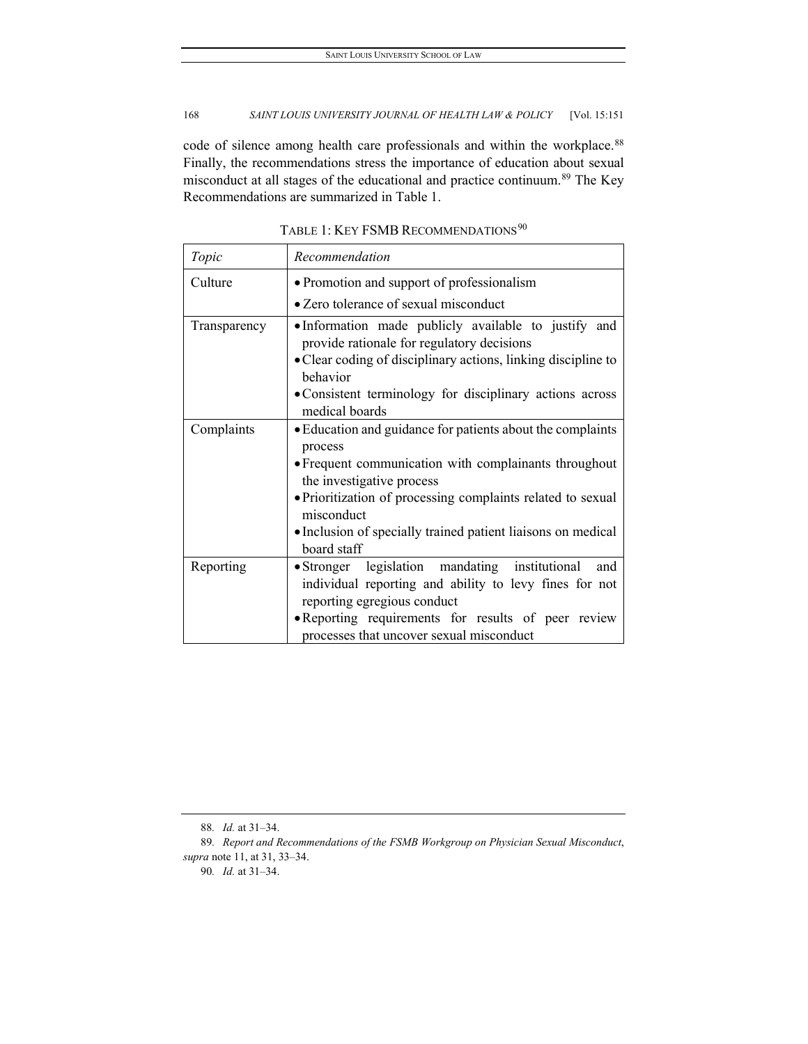code of silence among health care professionals and within the workplace.[88] Finally, the recommendations stress the importance of education about sexual misconduct at all stages of the educational and practice continuum.[89] The Key Recommendations are summarized in Table 1.

TABLE 1: KEY FSMB RECOMMENDATIONS[90]

| *Topic* | *Recommendation* |
| --- | --- |
| Culture | • Promotion and support of professionalism<br>• Zero tolerance of sexual misconduct |
| Transparency | • Information made publicly available to justify and provide rationale for regulatory decisions<br>• Clear coding of disciplinary actions, linking discipline to behavior<br>• Consistent terminology for disciplinary actions across medical boards |
| Complaints | • Education and guidance for patients about the complaints process<br>• Frequent communication with complainants throughout the investigative process<br>• Prioritization of processing complaints related to sexual misconduct<br>• Inclusion of specially trained patient liaisons on medical board staff |
| Reporting | • Stronger legislation mandating institutional and individual reporting and ability to levy fines for not reporting egregious conduct<br>• Reporting requirements for results of peer review processes that uncover sexual misconduct |

88. *Id.* at 31–34.

89. *Report and Recommendations of the FSMB Workgroup on Physician Sexual Misconduct*, *supra* note 11, at 31, 33–34.

90. *Id.* at 31–34.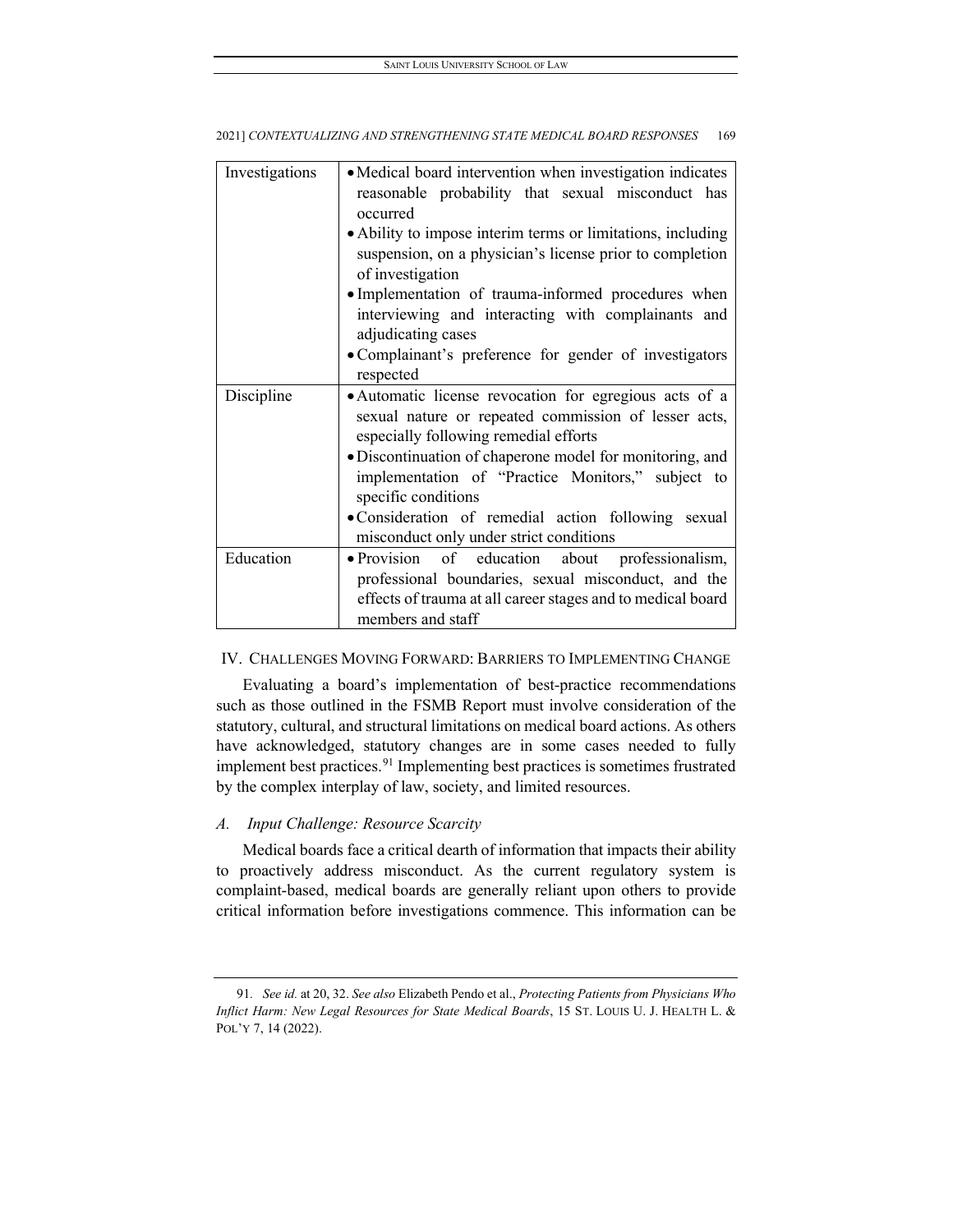| | |
|---|---|
| Investigations | • Medical board intervention when investigation indicates reasonable probability that sexual misconduct has occurred<br>• Ability to impose interim terms or limitations, including suspension, on a physician's license prior to completion of investigation<br>• Implementation of trauma-informed procedures when interviewing and interacting with complainants and adjudicating cases<br>• Complainant's preference for gender of investigators respected |
| Discipline | • Automatic license revocation for egregious acts of a sexual nature or repeated commission of lesser acts, especially following remedial efforts<br>• Discontinuation of chaperone model for monitoring, and implementation of "Practice Monitors," subject to specific conditions<br>• Consideration of remedial action following sexual misconduct only under strict conditions |
| Education | • Provision of education about professionalism, professional boundaries, sexual misconduct, and the effects of trauma at all career stages and to medical board members and staff |

## IV. CHALLENGES MOVING FORWARD: BARRIERS TO IMPLEMENTING CHANGE

Evaluating a board's implementation of best-practice recommendations such as those outlined in the FSMB Report must involve consideration of the statutory, cultural, and structural limitations on medical board actions. As others have acknowledged, statutory changes are in some cases needed to fully implement best practices.[91] Implementing best practices is sometimes frustrated by the complex interplay of law, society, and limited resources.

### *A. Input Challenge: Resource Scarcity*

Medical boards face a critical dearth of information that impacts their ability to proactively address misconduct. As the current regulatory system is complaint-based, medical boards are generally reliant upon others to provide critical information before investigations commence. This information can be

91. *See id.* at 20, 32. *See also* Elizabeth Pendo et al., *Protecting Patients from Physicians Who Inflict Harm: New Legal Resources for State Medical Boards*, 15 ST. LOUIS U. J. HEALTH L. & POL'Y 7, 14 (2022).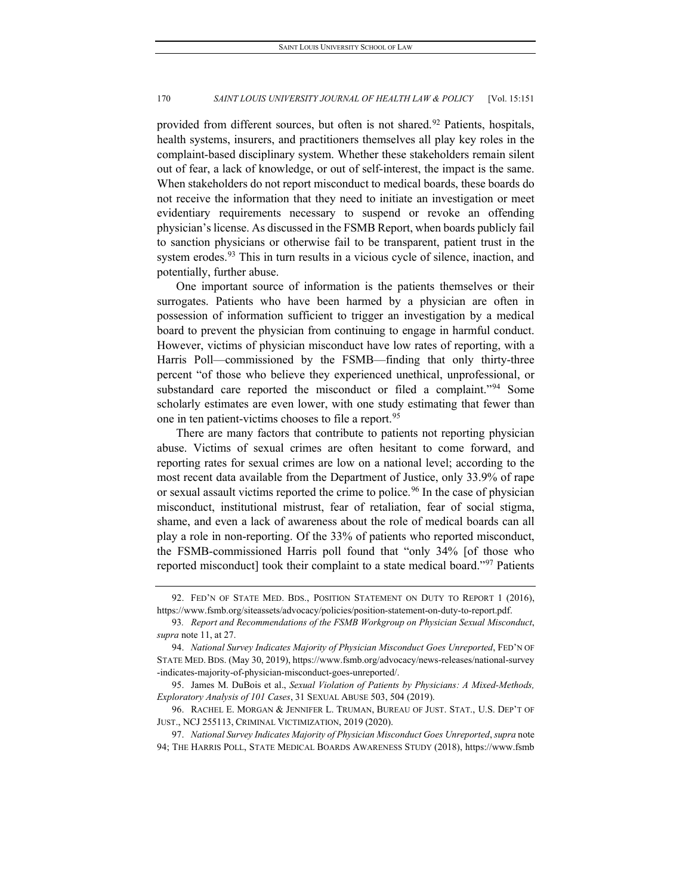provided from different sources, but often is not shared.[92] Patients, hospitals, health systems, insurers, and practitioners themselves all play key roles in the complaint-based disciplinary system. Whether these stakeholders remain silent out of fear, a lack of knowledge, or out of self-interest, the impact is the same. When stakeholders do not report misconduct to medical boards, these boards do not receive the information that they need to initiate an investigation or meet evidentiary requirements necessary to suspend or revoke an offending physician's license. As discussed in the FSMB Report, when boards publicly fail to sanction physicians or otherwise fail to be transparent, patient trust in the system erodes.[93] This in turn results in a vicious cycle of silence, inaction, and potentially, further abuse.

One important source of information is the patients themselves or their surrogates. Patients who have been harmed by a physician are often in possession of information sufficient to trigger an investigation by a medical board to prevent the physician from continuing to engage in harmful conduct. However, victims of physician misconduct have low rates of reporting, with a Harris Poll—commissioned by the FSMB—finding that only thirty-three percent "of those who believe they experienced unethical, unprofessional, or substandard care reported the misconduct or filed a complaint."[94] Some scholarly estimates are even lower, with one study estimating that fewer than one in ten patient-victims chooses to file a report.[95]

There are many factors that contribute to patients not reporting physician abuse. Victims of sexual crimes are often hesitant to come forward, and reporting rates for sexual crimes are low on a national level; according to the most recent data available from the Department of Justice, only 33.9% of rape or sexual assault victims reported the crime to police.[96] In the case of physician misconduct, institutional mistrust, fear of retaliation, fear of social stigma, shame, and even a lack of awareness about the role of medical boards can all play a role in non-reporting. Of the 33% of patients who reported misconduct, the FSMB-commissioned Harris poll found that "only 34% [of those who reported misconduct] took their complaint to a state medical board."[97] Patients

---

92. FED'N OF STATE MED. BDS., POSITION STATEMENT ON DUTY TO REPORT 1 (2016), https://www.fsmb.org/siteassets/advocacy/policies/position-statement-on-duty-to-report.pdf.

93. *Report and Recommendations of the FSMB Workgroup on Physician Sexual Misconduct*, *supra* note 11, at 27.

94. *National Survey Indicates Majority of Physician Misconduct Goes Unreported*, FED'N OF STATE MED. BDS. (May 30, 2019), https://www.fsmb.org/advocacy/news-releases/national-survey-indicates-majority-of-physician-misconduct-goes-unreported/.

95. James M. DuBois et al., *Sexual Violation of Patients by Physicians: A Mixed-Methods, Exploratory Analysis of 101 Cases*, 31 SEXUAL ABUSE 503, 504 (2019).

96. RACHEL E. MORGAN & JENNIFER L. TRUMAN, BUREAU OF JUST. STAT., U.S. DEP'T OF JUST., NCJ 255113, CRIMINAL VICTIMIZATION, 2019 (2020).

97. *National Survey Indicates Majority of Physician Misconduct Goes Unreported*, *supra* note 94; THE HARRIS POLL, STATE MEDICAL BOARDS AWARENESS STUDY (2018), https://www.fsmb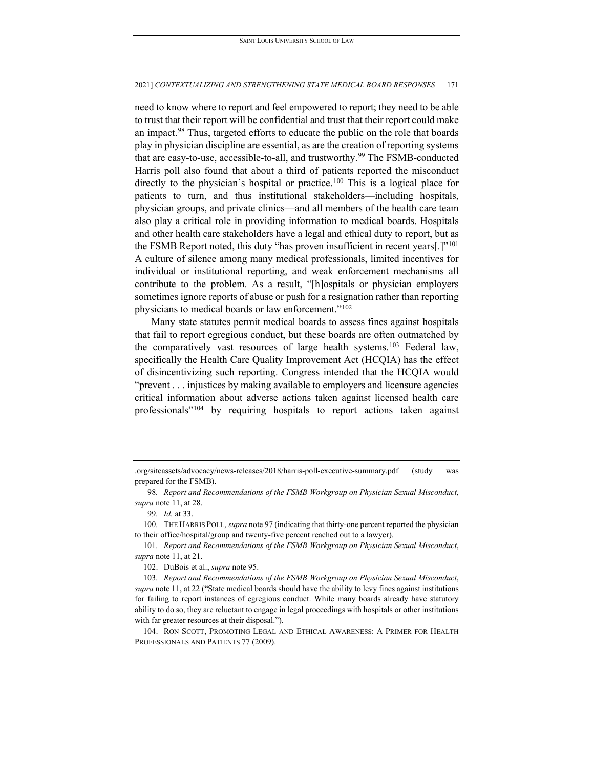need to know where to report and feel empowered to report; they need to be able to trust that their report will be confidential and trust that their report could make an impact.[98] Thus, targeted efforts to educate the public on the role that boards play in physician discipline are essential, as are the creation of reporting systems that are easy-to-use, accessible-to-all, and trustworthy.[99] The FSMB-conducted Harris poll also found that about a third of patients reported the misconduct directly to the physician's hospital or practice.[100] This is a logical place for patients to turn, and thus institutional stakeholders—including hospitals, physician groups, and private clinics—and all members of the health care team also play a critical role in providing information to medical boards. Hospitals and other health care stakeholders have a legal and ethical duty to report, but as the FSMB Report noted, this duty "has proven insufficient in recent years[.]"[101] A culture of silence among many medical professionals, limited incentives for individual or institutional reporting, and weak enforcement mechanisms all contribute to the problem. As a result, "[h]ospitals or physician employers sometimes ignore reports of abuse or push for a resignation rather than reporting physicians to medical boards or law enforcement."[102]

Many state statutes permit medical boards to assess fines against hospitals that fail to report egregious conduct, but these boards are often outmatched by the comparatively vast resources of large health systems.[103] Federal law, specifically the Health Care Quality Improvement Act (HCQIA) has the effect of disincentivizing such reporting. Congress intended that the HCQIA would "prevent . . . injustices by making available to employers and licensure agencies critical information about adverse actions taken against licensed health care professionals"[104] by requiring hospitals to report actions taken against

---

.org/siteassets/advocacy/news-releases/2018/harris-poll-executive-summary.pdf (study was prepared for the FSMB).

98. *Report and Recommendations of the FSMB Workgroup on Physician Sexual Misconduct*, *supra* note 11, at 28.

99. *Id.* at 33.

100. THE HARRIS POLL, *supra* note 97 (indicating that thirty-one percent reported the physician to their office/hospital/group and twenty-five percent reached out to a lawyer).

101. *Report and Recommendations of the FSMB Workgroup on Physician Sexual Misconduct*, *supra* note 11, at 21.

102. DuBois et al., *supra* note 95.

103. *Report and Recommendations of the FSMB Workgroup on Physician Sexual Misconduct*, *supra* note 11, at 22 ("State medical boards should have the ability to levy fines against institutions for failing to report instances of egregious conduct. While many boards already have statutory ability to do so, they are reluctant to engage in legal proceedings with hospitals or other institutions with far greater resources at their disposal.").

104. RON SCOTT, PROMOTING LEGAL AND ETHICAL AWARENESS: A PRIMER FOR HEALTH PROFESSIONALS AND PATIENTS 77 (2009).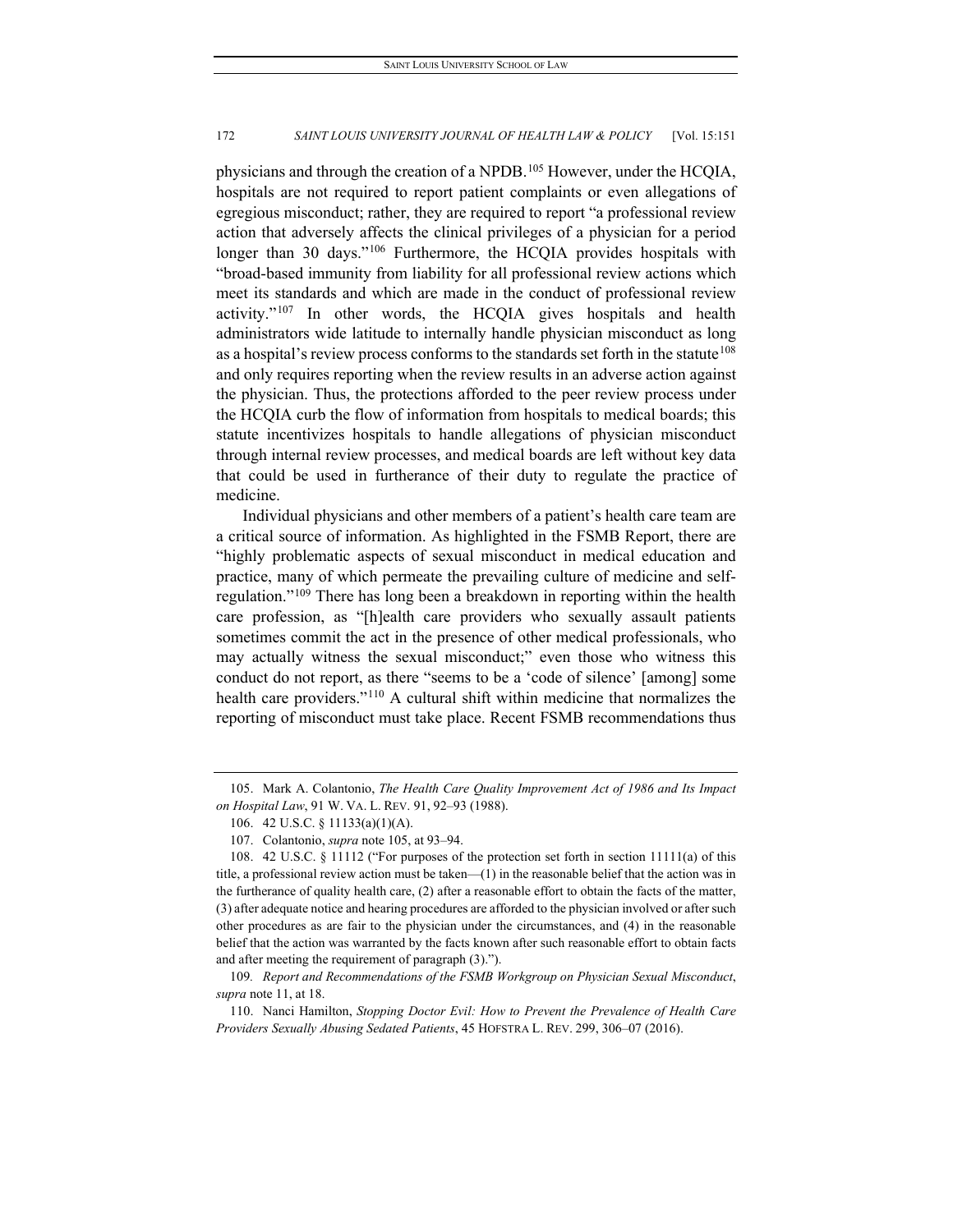physicians and through the creation of a NPDB.[105] However, under the HCQIA, hospitals are not required to report patient complaints or even allegations of egregious misconduct; rather, they are required to report "a professional review action that adversely affects the clinical privileges of a physician for a period longer than 30 days."[106] Furthermore, the HCQIA provides hospitals with "broad-based immunity from liability for all professional review actions which meet its standards and which are made in the conduct of professional review activity."[107] In other words, the HCQIA gives hospitals and health administrators wide latitude to internally handle physician misconduct as long as a hospital's review process conforms to the standards set forth in the statute[108] and only requires reporting when the review results in an adverse action against the physician. Thus, the protections afforded to the peer review process under the HCQIA curb the flow of information from hospitals to medical boards; this statute incentivizes hospitals to handle allegations of physician misconduct through internal review processes, and medical boards are left without key data that could be used in furtherance of their duty to regulate the practice of medicine.

Individual physicians and other members of a patient's health care team are a critical source of information. As highlighted in the FSMB Report, there are "highly problematic aspects of sexual misconduct in medical education and practice, many of which permeate the prevailing culture of medicine and self-regulation."[109] There has long been a breakdown in reporting within the health care profession, as "[h]ealth care providers who sexually assault patients sometimes commit the act in the presence of other medical professionals, who may actually witness the sexual misconduct;" even those who witness this conduct do not report, as there "seems to be a 'code of silence' [among] some health care providers."[110] A cultural shift within medicine that normalizes the reporting of misconduct must take place. Recent FSMB recommendations thus

---

105. Mark A. Colantonio, *The Health Care Quality Improvement Act of 1986 and Its Impact on Hospital Law*, 91 W. VA. L. REV. 91, 92–93 (1988).

106. 42 U.S.C. § 11133(a)(1)(A).

107. Colantonio, *supra* note 105, at 93–94.

108. 42 U.S.C. § 11112 ("For purposes of the protection set forth in section 11111(a) of this title, a professional review action must be taken—(1) in the reasonable belief that the action was in the furtherance of quality health care, (2) after a reasonable effort to obtain the facts of the matter, (3) after adequate notice and hearing procedures are afforded to the physician involved or after such other procedures as are fair to the physician under the circumstances, and (4) in the reasonable belief that the action was warranted by the facts known after such reasonable effort to obtain facts and after meeting the requirement of paragraph (3).").

109. *Report and Recommendations of the FSMB Workgroup on Physician Sexual Misconduct*, *supra* note 11, at 18.

110. Nanci Hamilton, *Stopping Doctor Evil: How to Prevent the Prevalence of Health Care Providers Sexually Abusing Sedated Patients*, 45 HOFSTRA L. REV. 299, 306–07 (2016).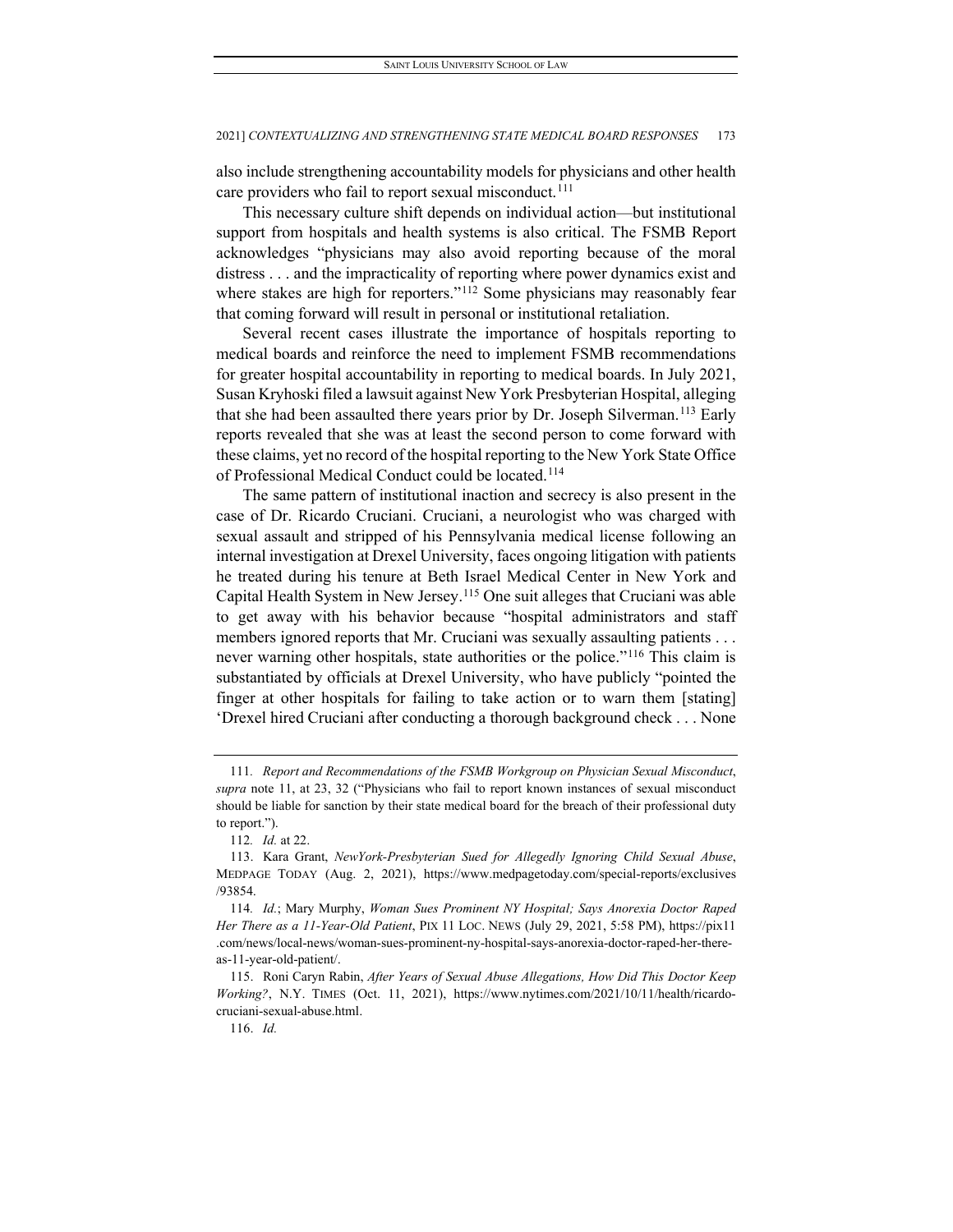also include strengthening accountability models for physicians and other health care providers who fail to report sexual misconduct.[111]

This necessary culture shift depends on individual action—but institutional support from hospitals and health systems is also critical. The FSMB Report acknowledges "physicians may also avoid reporting because of the moral distress . . . and the impracticality of reporting where power dynamics exist and where stakes are high for reporters."[112] Some physicians may reasonably fear that coming forward will result in personal or institutional retaliation.

Several recent cases illustrate the importance of hospitals reporting to medical boards and reinforce the need to implement FSMB recommendations for greater hospital accountability in reporting to medical boards. In July 2021, Susan Kryhoski filed a lawsuit against New York Presbyterian Hospital, alleging that she had been assaulted there years prior by Dr. Joseph Silverman.[113] Early reports revealed that she was at least the second person to come forward with these claims, yet no record of the hospital reporting to the New York State Office of Professional Medical Conduct could be located.[114]

The same pattern of institutional inaction and secrecy is also present in the case of Dr. Ricardo Cruciani. Cruciani, a neurologist who was charged with sexual assault and stripped of his Pennsylvania medical license following an internal investigation at Drexel University, faces ongoing litigation with patients he treated during his tenure at Beth Israel Medical Center in New York and Capital Health System in New Jersey.[115] One suit alleges that Cruciani was able to get away with his behavior because "hospital administrators and staff members ignored reports that Mr. Cruciani was sexually assaulting patients . . . never warning other hospitals, state authorities or the police."[116] This claim is substantiated by officials at Drexel University, who have publicly "pointed the finger at other hospitals for failing to take action or to warn them [stating] 'Drexel hired Cruciani after conducting a thorough background check . . . None

---

111. *Report and Recommendations of the FSMB Workgroup on Physician Sexual Misconduct*, *supra* note 11, at 23, 32 ("Physicians who fail to report known instances of sexual misconduct should be liable for sanction by their state medical board for the breach of their professional duty to report.").

112. *Id.* at 22.

113. Kara Grant, *NewYork-Presbyterian Sued for Allegedly Ignoring Child Sexual Abuse*, MEDPAGE TODAY (Aug. 2, 2021), https://www.medpagetoday.com/special-reports/exclusives/93854.

114. *Id.*; Mary Murphy, *Woman Sues Prominent NY Hospital; Says Anorexia Doctor Raped Her There as a 11-Year-Old Patient*, PIX 11 LOC. NEWS (July 29, 2021, 5:58 PM), https://pix11.com/news/local-news/woman-sues-prominent-ny-hospital-says-anorexia-doctor-raped-her-there-as-11-year-old-patient/.

115. Roni Caryn Rabin, *After Years of Sexual Abuse Allegations, How Did This Doctor Keep Working?*, N.Y. TIMES (Oct. 11, 2021), https://www.nytimes.com/2021/10/11/health/ricardo-cruciani-sexual-abuse.html.

116. *Id.*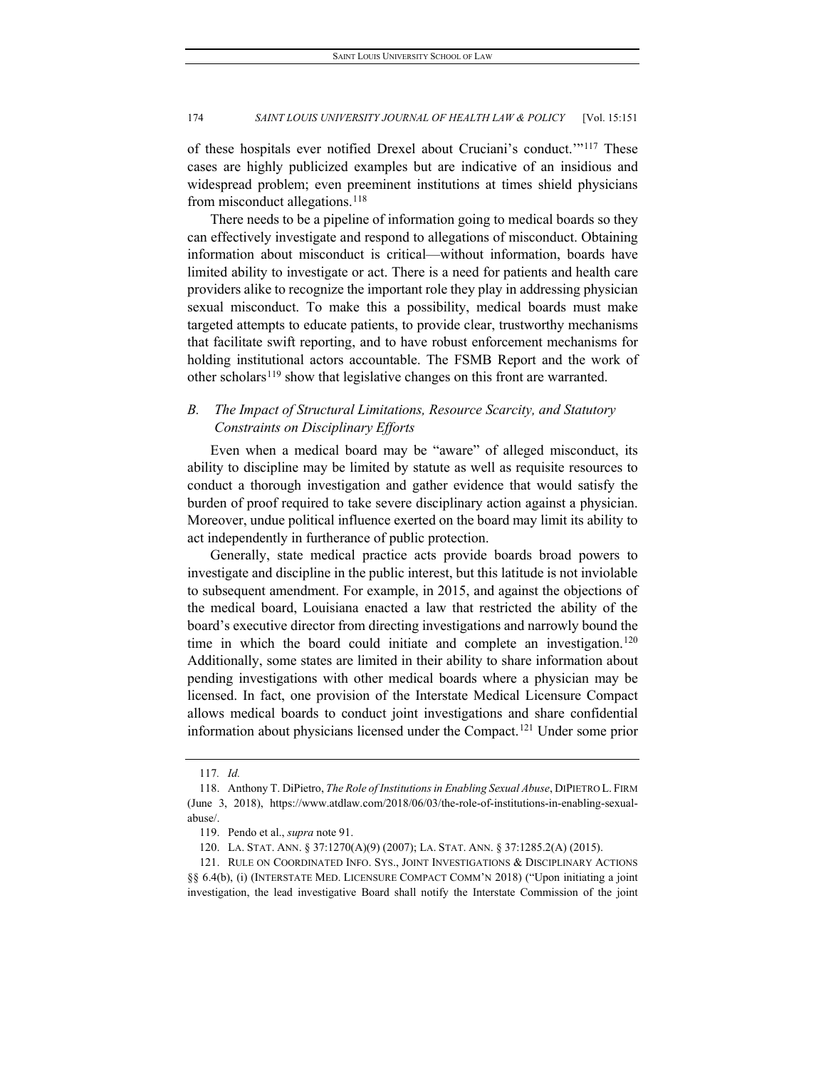of these hospitals ever notified Drexel about Cruciani's conduct.'"[117] These cases are highly publicized examples but are indicative of an insidious and widespread problem; even preeminent institutions at times shield physicians from misconduct allegations.[118]

There needs to be a pipeline of information going to medical boards so they can effectively investigate and respond to allegations of misconduct. Obtaining information about misconduct is critical—without information, boards have limited ability to investigate or act. There is a need for patients and health care providers alike to recognize the important role they play in addressing physician sexual misconduct. To make this a possibility, medical boards must make targeted attempts to educate patients, to provide clear, trustworthy mechanisms that facilitate swift reporting, and to have robust enforcement mechanisms for holding institutional actors accountable. The FSMB Report and the work of other scholars[119] show that legislative changes on this front are warranted.

### *B. The Impact of Structural Limitations, Resource Scarcity, and Statutory Constraints on Disciplinary Efforts*

Even when a medical board may be "aware" of alleged misconduct, its ability to discipline may be limited by statute as well as requisite resources to conduct a thorough investigation and gather evidence that would satisfy the burden of proof required to take severe disciplinary action against a physician. Moreover, undue political influence exerted on the board may limit its ability to act independently in furtherance of public protection.

Generally, state medical practice acts provide boards broad powers to investigate and discipline in the public interest, but this latitude is not inviolable to subsequent amendment. For example, in 2015, and against the objections of the medical board, Louisiana enacted a law that restricted the ability of the board's executive director from directing investigations and narrowly bound the time in which the board could initiate and complete an investigation.[120] Additionally, some states are limited in their ability to share information about pending investigations with other medical boards where a physician may be licensed. In fact, one provision of the Interstate Medical Licensure Compact allows medical boards to conduct joint investigations and share confidential information about physicians licensed under the Compact.[121] Under some prior

---

117. *Id.*

118. Anthony T. DiPietro, *The Role of Institutions in Enabling Sexual Abuse*, DIPIETRO L. FIRM (June 3, 2018), https://www.atdlaw.com/2018/06/03/the-role-of-institutions-in-enabling-sexual-abuse/.

119. Pendo et al., *supra* note 91.

120. LA. STAT. ANN. § 37:1270(A)(9) (2007); LA. STAT. ANN. § 37:1285.2(A) (2015).

121. RULE ON COORDINATED INFO. SYS., JOINT INVESTIGATIONS & DISCIPLINARY ACTIONS §§ 6.4(b), (i) (INTERSTATE MED. LICENSURE COMPACT COMM'N 2018) ("Upon initiating a joint investigation, the lead investigative Board shall notify the Interstate Commission of the joint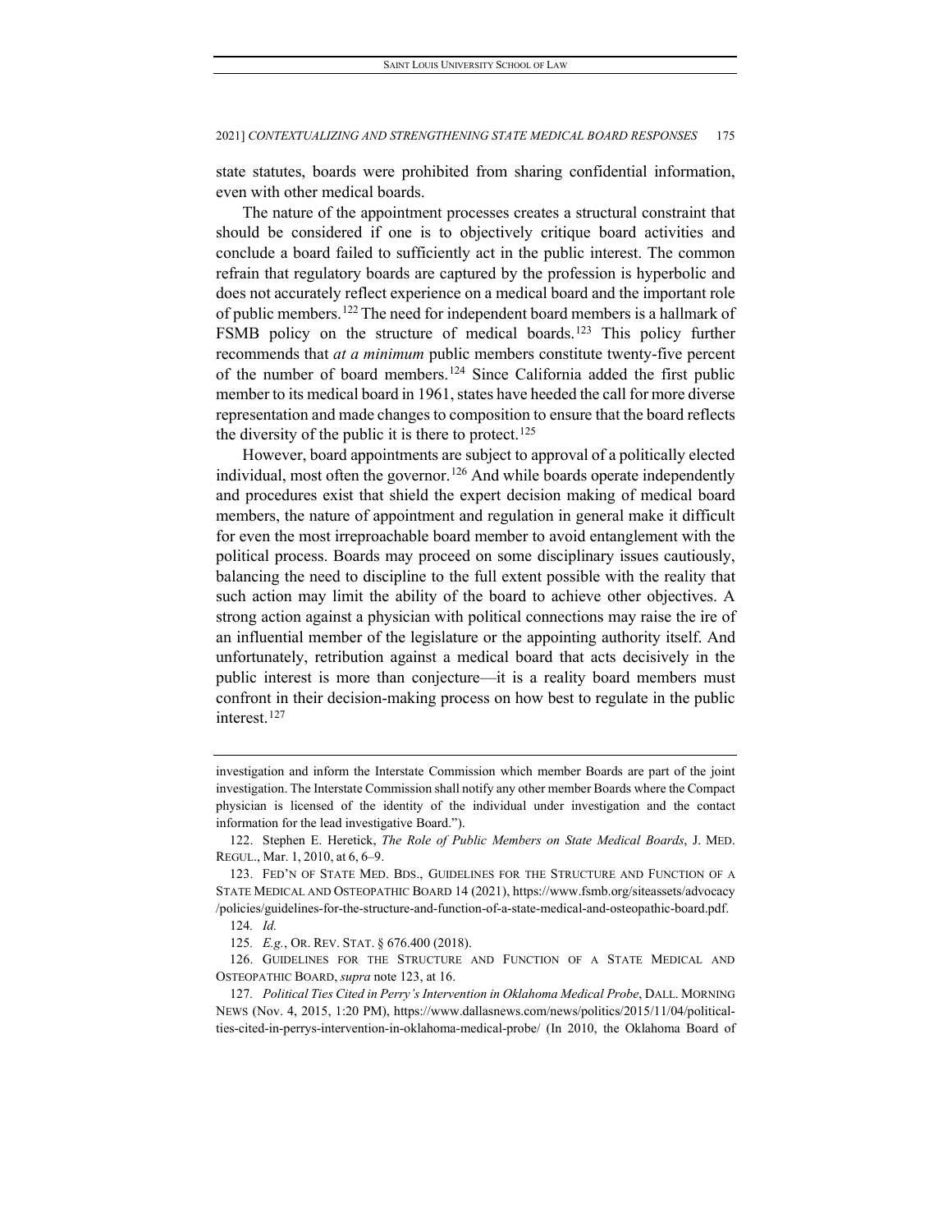state statutes, boards were prohibited from sharing confidential information, even with other medical boards.

The nature of the appointment processes creates a structural constraint that should be considered if one is to objectively critique board activities and conclude a board failed to sufficiently act in the public interest. The common refrain that regulatory boards are captured by the profession is hyperbolic and does not accurately reflect experience on a medical board and the important role of public members.[122] The need for independent board members is a hallmark of FSMB policy on the structure of medical boards.[123] This policy further recommends that *at a minimum* public members constitute twenty-five percent of the number of board members.[124] Since California added the first public member to its medical board in 1961, states have heeded the call for more diverse representation and made changes to composition to ensure that the board reflects the diversity of the public it is there to protect.[125]

However, board appointments are subject to approval of a politically elected individual, most often the governor.[126] And while boards operate independently and procedures exist that shield the expert decision making of medical board members, the nature of appointment and regulation in general make it difficult for even the most irreproachable board member to avoid entanglement with the political process. Boards may proceed on some disciplinary issues cautiously, balancing the need to discipline to the full extent possible with the reality that such action may limit the ability of the board to achieve other objectives. A strong action against a physician with political connections may raise the ire of an influential member of the legislature or the appointing authority itself. And unfortunately, retribution against a medical board that acts decisively in the public interest is more than conjecture—it is a reality board members must confront in their decision-making process on how best to regulate in the public interest.[127]

---

investigation and inform the Interstate Commission which member Boards are part of the joint investigation. The Interstate Commission shall notify any other member Boards where the Compact physician is licensed of the identity of the individual under investigation and the contact information for the lead investigative Board.").

122. Stephen E. Heretick, *The Role of Public Members on State Medical Boards*, J. MED. REGUL., Mar. 1, 2010, at 6, 6–9.

123. FED'N OF STATE MED. BDS., GUIDELINES FOR THE STRUCTURE AND FUNCTION OF A STATE MEDICAL AND OSTEOPATHIC BOARD 14 (2021), https://www.fsmb.org/siteassets/advocacy/policies/guidelines-for-the-structure-and-function-of-a-state-medical-and-osteopathic-board.pdf.

124. *Id.*

125. *E.g.*, OR. REV. STAT. § 676.400 (2018).

126. GUIDELINES FOR THE STRUCTURE AND FUNCTION OF A STATE MEDICAL AND OSTEOPATHIC BOARD, *supra* note 123, at 16.

127. *Political Ties Cited in Perry's Intervention in Oklahoma Medical Probe*, DALL. MORNING NEWS (Nov. 4, 2015, 1:20 PM), https://www.dallasnews.com/news/politics/2015/11/04/political-ties-cited-in-perrys-intervention-in-oklahoma-medical-probe/ (In 2010, the Oklahoma Board of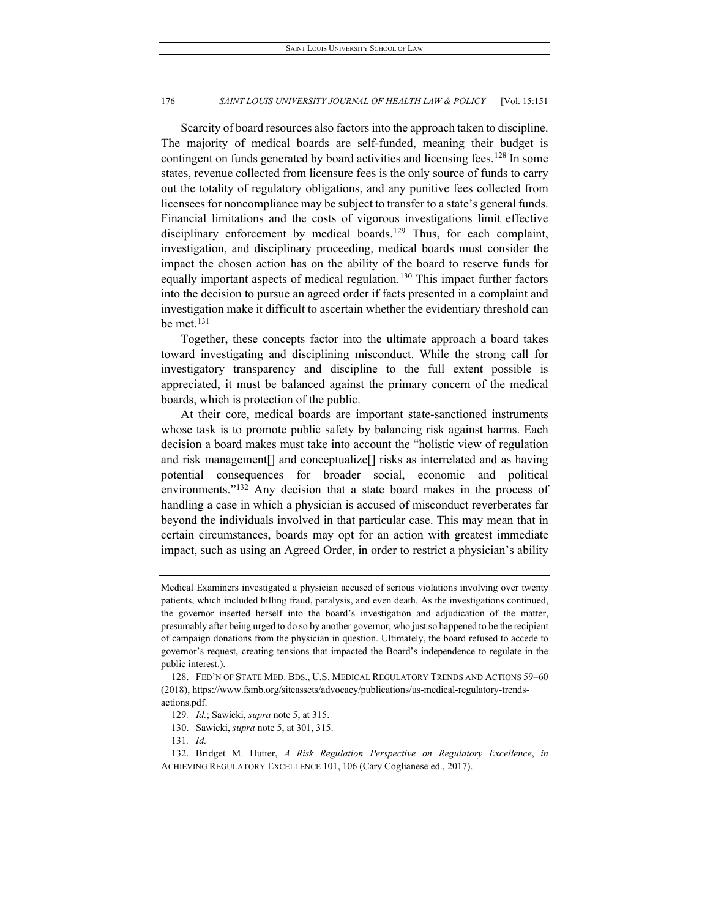Scarcity of board resources also factors into the approach taken to discipline. The majority of medical boards are self-funded, meaning their budget is contingent on funds generated by board activities and licensing fees.[128] In some states, revenue collected from licensure fees is the only source of funds to carry out the totality of regulatory obligations, and any punitive fees collected from licensees for noncompliance may be subject to transfer to a state's general funds. Financial limitations and the costs of vigorous investigations limit effective disciplinary enforcement by medical boards.[129] Thus, for each complaint, investigation, and disciplinary proceeding, medical boards must consider the impact the chosen action has on the ability of the board to reserve funds for equally important aspects of medical regulation.[130] This impact further factors into the decision to pursue an agreed order if facts presented in a complaint and investigation make it difficult to ascertain whether the evidentiary threshold can be met.[131]

Together, these concepts factor into the ultimate approach a board takes toward investigating and disciplining misconduct. While the strong call for investigatory transparency and discipline to the full extent possible is appreciated, it must be balanced against the primary concern of the medical boards, which is protection of the public.

At their core, medical boards are important state-sanctioned instruments whose task is to promote public safety by balancing risk against harms. Each decision a board makes must take into account the "holistic view of regulation and risk management[] and conceptualize[] risks as interrelated and as having potential consequences for broader social, economic and political environments."[132] Any decision that a state board makes in the process of handling a case in which a physician is accused of misconduct reverberates far beyond the individuals involved in that particular case. This may mean that in certain circumstances, boards may opt for an action with greatest immediate impact, such as using an Agreed Order, in order to restrict a physician's ability

---

Medical Examiners investigated a physician accused of serious violations involving over twenty patients, which included billing fraud, paralysis, and even death. As the investigations continued, the governor inserted herself into the board's investigation and adjudication of the matter, presumably after being urged to do so by another governor, who just so happened to be the recipient of campaign donations from the physician in question. Ultimately, the board refused to accede to governor's request, creating tensions that impacted the Board's independence to regulate in the public interest.).

128. FED'N OF STATE MED. BDS., U.S. MEDICAL REGULATORY TRENDS AND ACTIONS 59–60 (2018), https://www.fsmb.org/siteassets/advocacy/publications/us-medical-regulatory-trends-actions.pdf.

129. *Id.*; Sawicki, *supra* note 5, at 315.

130. Sawicki, *supra* note 5, at 301, 315.

131. *Id.*

132. Bridget M. Hutter, *A Risk Regulation Perspective on Regulatory Excellence*, *in* ACHIEVING REGULATORY EXCELLENCE 101, 106 (Cary Coglianese ed., 2017).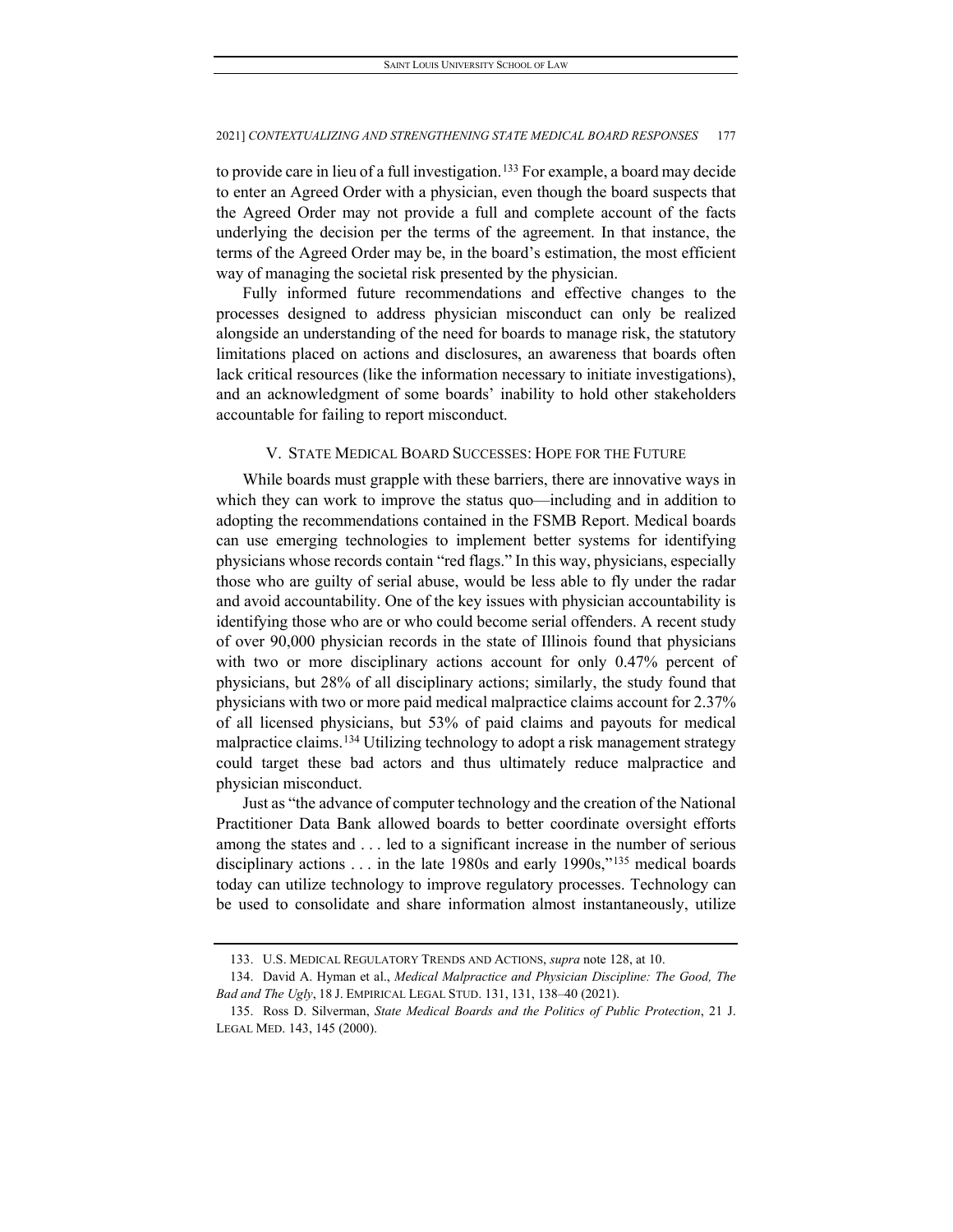to provide care in lieu of a full investigation.[133] For example, a board may decide to enter an Agreed Order with a physician, even though the board suspects that the Agreed Order may not provide a full and complete account of the facts underlying the decision per the terms of the agreement. In that instance, the terms of the Agreed Order may be, in the board's estimation, the most efficient way of managing the societal risk presented by the physician.

Fully informed future recommendations and effective changes to the processes designed to address physician misconduct can only be realized alongside an understanding of the need for boards to manage risk, the statutory limitations placed on actions and disclosures, an awareness that boards often lack critical resources (like the information necessary to initiate investigations), and an acknowledgment of some boards' inability to hold other stakeholders accountable for failing to report misconduct.

## V. STATE MEDICAL BOARD SUCCESSES: HOPE FOR THE FUTURE

While boards must grapple with these barriers, there are innovative ways in which they can work to improve the status quo—including and in addition to adopting the recommendations contained in the FSMB Report. Medical boards can use emerging technologies to implement better systems for identifying physicians whose records contain "red flags." In this way, physicians, especially those who are guilty of serial abuse, would be less able to fly under the radar and avoid accountability. One of the key issues with physician accountability is identifying those who are or who could become serial offenders. A recent study of over 90,000 physician records in the state of Illinois found that physicians with two or more disciplinary actions account for only 0.47% percent of physicians, but 28% of all disciplinary actions; similarly, the study found that physicians with two or more paid medical malpractice claims account for 2.37% of all licensed physicians, but 53% of paid claims and payouts for medical malpractice claims.[134] Utilizing technology to adopt a risk management strategy could target these bad actors and thus ultimately reduce malpractice and physician misconduct.

Just as "the advance of computer technology and the creation of the National Practitioner Data Bank allowed boards to better coordinate oversight efforts among the states and . . . led to a significant increase in the number of serious disciplinary actions . . . in the late 1980s and early 1990s,"[135] medical boards today can utilize technology to improve regulatory processes. Technology can be used to consolidate and share information almost instantaneously, utilize

---

133. U.S. MEDICAL REGULATORY TRENDS AND ACTIONS, *supra* note 128, at 10.

134. David A. Hyman et al., *Medical Malpractice and Physician Discipline: The Good, The Bad and The Ugly*, 18 J. EMPIRICAL LEGAL STUD. 131, 131, 138–40 (2021).

135. Ross D. Silverman, *State Medical Boards and the Politics of Public Protection*, 21 J. LEGAL MED. 143, 145 (2000).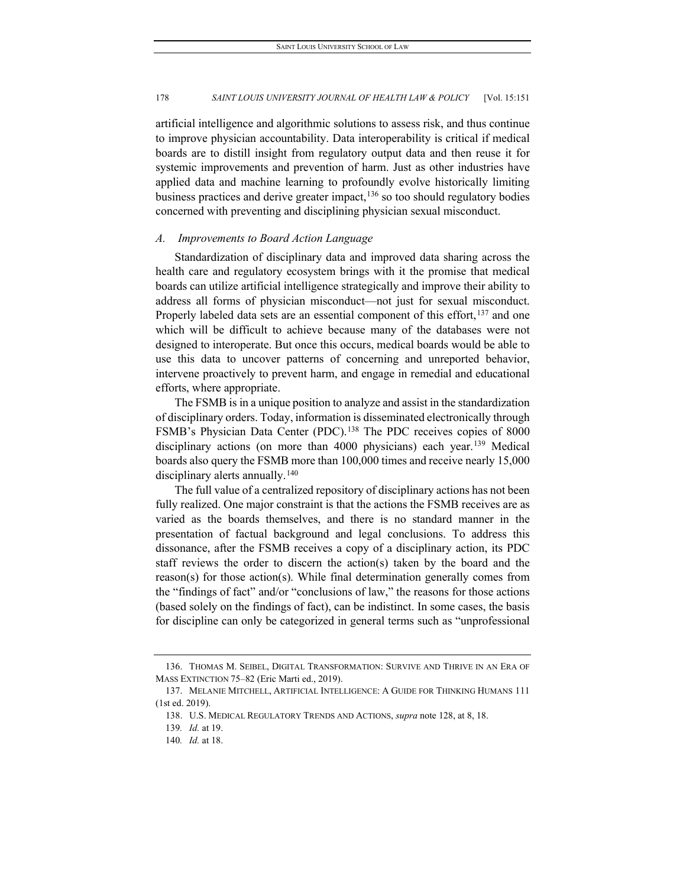artificial intelligence and algorithmic solutions to assess risk, and thus continue to improve physician accountability. Data interoperability is critical if medical boards are to distill insight from regulatory output data and then reuse it for systemic improvements and prevention of harm. Just as other industries have applied data and machine learning to profoundly evolve historically limiting business practices and derive greater impact,[136] so too should regulatory bodies concerned with preventing and disciplining physician sexual misconduct.

### *A. Improvements to Board Action Language*

Standardization of disciplinary data and improved data sharing across the health care and regulatory ecosystem brings with it the promise that medical boards can utilize artificial intelligence strategically and improve their ability to address all forms of physician misconduct—not just for sexual misconduct. Properly labeled data sets are an essential component of this effort,[137] and one which will be difficult to achieve because many of the databases were not designed to interoperate. But once this occurs, medical boards would be able to use this data to uncover patterns of concerning and unreported behavior, intervene proactively to prevent harm, and engage in remedial and educational efforts, where appropriate.

The FSMB is in a unique position to analyze and assist in the standardization of disciplinary orders. Today, information is disseminated electronically through FSMB's Physician Data Center (PDC).[138] The PDC receives copies of 8000 disciplinary actions (on more than 4000 physicians) each year.[139] Medical boards also query the FSMB more than 100,000 times and receive nearly 15,000 disciplinary alerts annually.[140]

The full value of a centralized repository of disciplinary actions has not been fully realized. One major constraint is that the actions the FSMB receives are as varied as the boards themselves, and there is no standard manner in the presentation of factual background and legal conclusions. To address this dissonance, after the FSMB receives a copy of a disciplinary action, its PDC staff reviews the order to discern the action(s) taken by the board and the reason(s) for those action(s). While final determination generally comes from the "findings of fact" and/or "conclusions of law," the reasons for those actions (based solely on the findings of fact), can be indistinct. In some cases, the basis for discipline can only be categorized in general terms such as "unprofessional

---

136. THOMAS M. SEIBEL, DIGITAL TRANSFORMATION: SURVIVE AND THRIVE IN AN ERA OF MASS EXTINCTION 75–82 (Eric Marti ed., 2019).

137. MELANIE MITCHELL, ARTIFICIAL INTELLIGENCE: A GUIDE FOR THINKING HUMANS 111 (1st ed. 2019).

138. U.S. MEDICAL REGULATORY TRENDS AND ACTIONS, *supra* note 128, at 8, 18.

139. *Id.* at 19.

140. *Id.* at 18.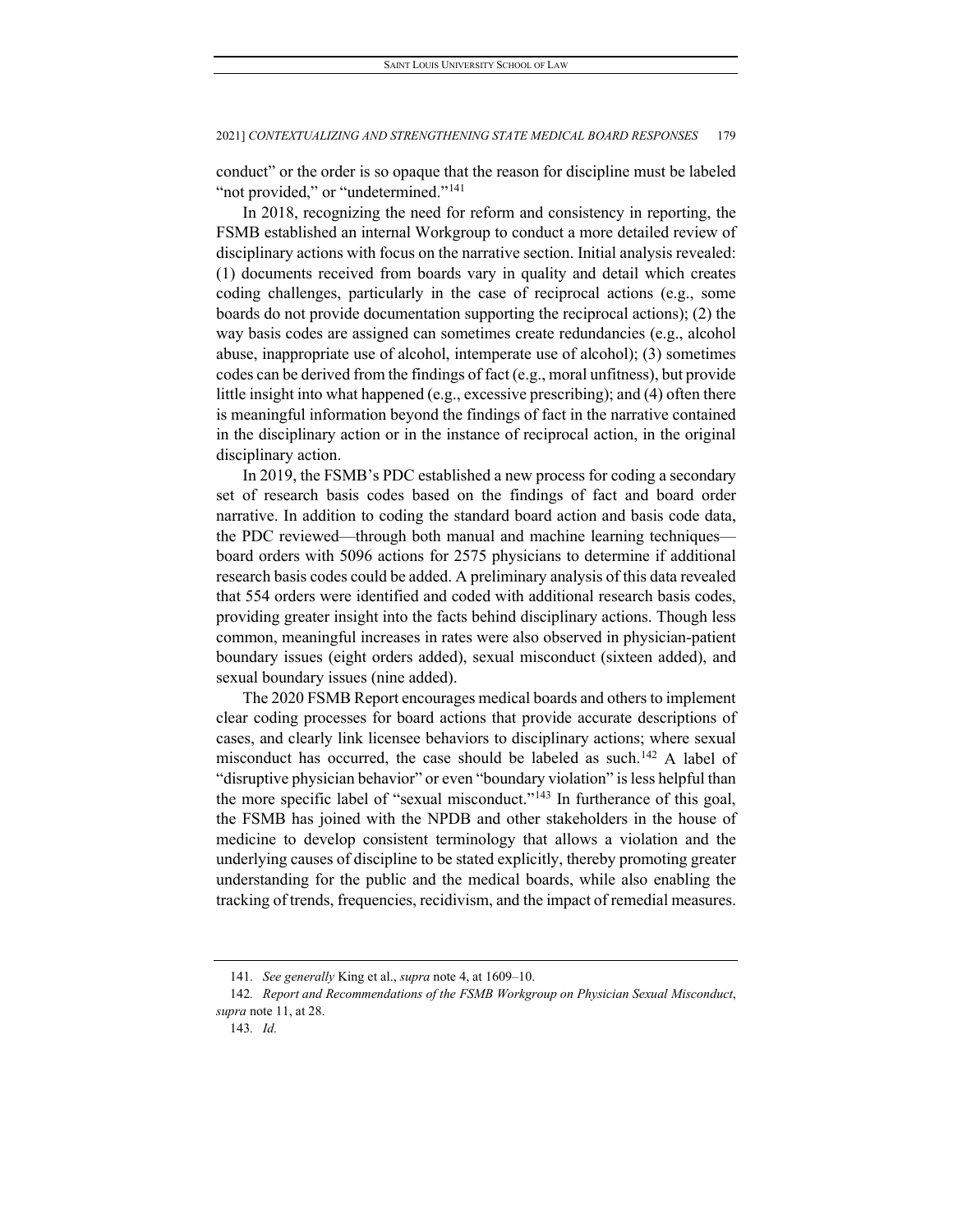conduct" or the order is so opaque that the reason for discipline must be labeled "not provided," or "undetermined."[141]

In 2018, recognizing the need for reform and consistency in reporting, the FSMB established an internal Workgroup to conduct a more detailed review of disciplinary actions with focus on the narrative section. Initial analysis revealed: (1) documents received from boards vary in quality and detail which creates coding challenges, particularly in the case of reciprocal actions (e.g., some boards do not provide documentation supporting the reciprocal actions); (2) the way basis codes are assigned can sometimes create redundancies (e.g., alcohol abuse, inappropriate use of alcohol, intemperate use of alcohol); (3) sometimes codes can be derived from the findings of fact (e.g., moral unfitness), but provide little insight into what happened (e.g., excessive prescribing); and (4) often there is meaningful information beyond the findings of fact in the narrative contained in the disciplinary action or in the instance of reciprocal action, in the original disciplinary action.

In 2019, the FSMB's PDC established a new process for coding a secondary set of research basis codes based on the findings of fact and board order narrative. In addition to coding the standard board action and basis code data, the PDC reviewed—through both manual and machine learning techniques—board orders with 5096 actions for 2575 physicians to determine if additional research basis codes could be added. A preliminary analysis of this data revealed that 554 orders were identified and coded with additional research basis codes, providing greater insight into the facts behind disciplinary actions. Though less common, meaningful increases in rates were also observed in physician-patient boundary issues (eight orders added), sexual misconduct (sixteen added), and sexual boundary issues (nine added).

The 2020 FSMB Report encourages medical boards and others to implement clear coding processes for board actions that provide accurate descriptions of cases, and clearly link licensee behaviors to disciplinary actions; where sexual misconduct has occurred, the case should be labeled as such.[142] A label of "disruptive physician behavior" or even "boundary violation" is less helpful than the more specific label of "sexual misconduct."[143] In furtherance of this goal, the FSMB has joined with the NPDB and other stakeholders in the house of medicine to develop consistent terminology that allows a violation and the underlying causes of discipline to be stated explicitly, thereby promoting greater understanding for the public and the medical boards, while also enabling the tracking of trends, frequencies, recidivism, and the impact of remedial measures.

---

141. *See generally* King et al., *supra* note 4, at 1609–10.

142. *Report and Recommendations of the FSMB Workgroup on Physician Sexual Misconduct*, *supra* note 11, at 28.

143. *Id.*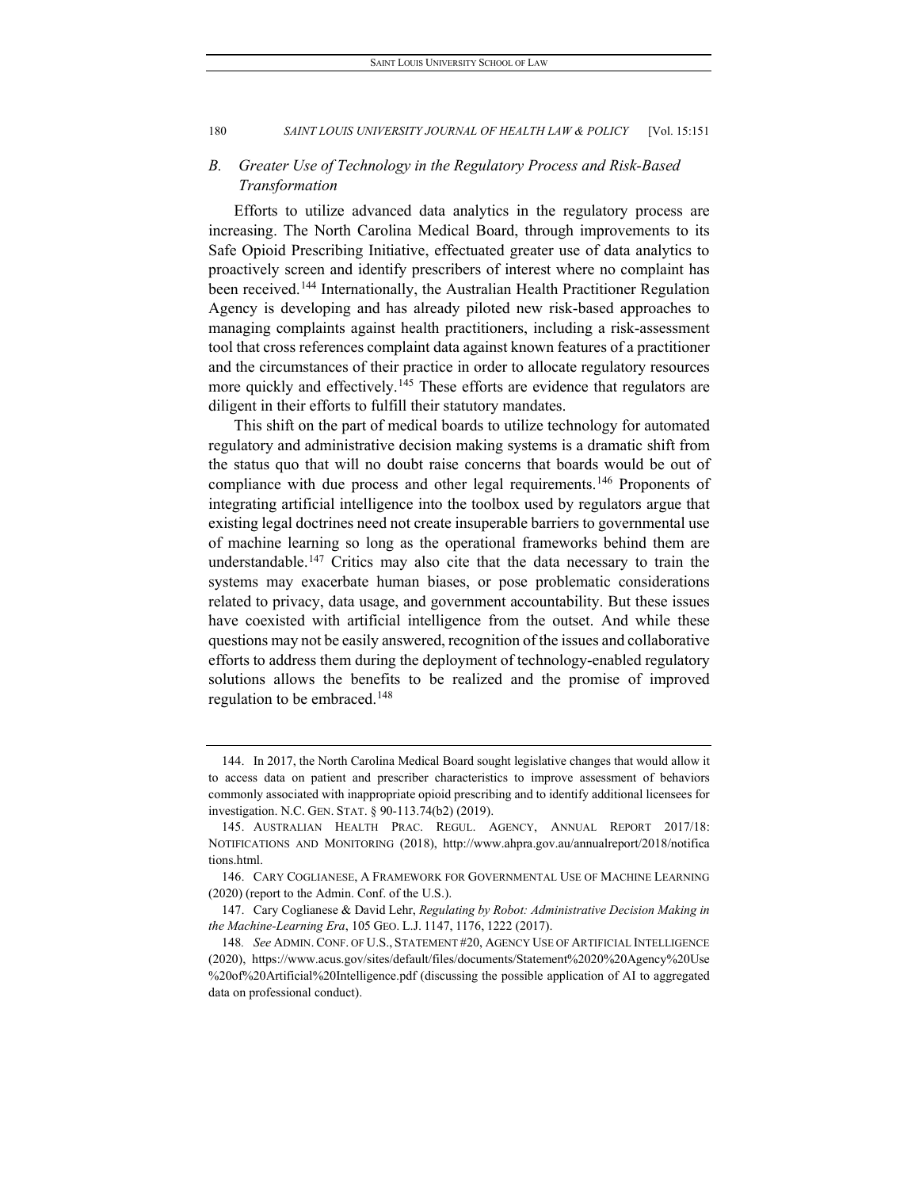### B. *Greater Use of Technology in the Regulatory Process and Risk-Based Transformation*

Efforts to utilize advanced data analytics in the regulatory process are increasing. The North Carolina Medical Board, through improvements to its Safe Opioid Prescribing Initiative, effectuated greater use of data analytics to proactively screen and identify prescribers of interest where no complaint has been received.[144] Internationally, the Australian Health Practitioner Regulation Agency is developing and has already piloted new risk-based approaches to managing complaints against health practitioners, including a risk-assessment tool that cross references complaint data against known features of a practitioner and the circumstances of their practice in order to allocate regulatory resources more quickly and effectively.[145] These efforts are evidence that regulators are diligent in their efforts to fulfill their statutory mandates.

This shift on the part of medical boards to utilize technology for automated regulatory and administrative decision making systems is a dramatic shift from the status quo that will no doubt raise concerns that boards would be out of compliance with due process and other legal requirements.[146] Proponents of integrating artificial intelligence into the toolbox used by regulators argue that existing legal doctrines need not create insuperable barriers to governmental use of machine learning so long as the operational frameworks behind them are understandable.[147] Critics may also cite that the data necessary to train the systems may exacerbate human biases, or pose problematic considerations related to privacy, data usage, and government accountability. But these issues have coexisted with artificial intelligence from the outset. And while these questions may not be easily answered, recognition of the issues and collaborative efforts to address them during the deployment of technology-enabled regulatory solutions allows the benefits to be realized and the promise of improved regulation to be embraced.[148]

---

144. In 2017, the North Carolina Medical Board sought legislative changes that would allow it to access data on patient and prescriber characteristics to improve assessment of behaviors commonly associated with inappropriate opioid prescribing and to identify additional licensees for investigation. N.C. GEN. STAT. § 90-113.74(b2) (2019).

145. AUSTRALIAN HEALTH PRAC. REGUL. AGENCY, ANNUAL REPORT 2017/18: NOTIFICATIONS AND MONITORING (2018), http://www.ahpra.gov.au/annualreport/2018/notifications.html.

146. CARY COGLIANESE, A FRAMEWORK FOR GOVERNMENTAL USE OF MACHINE LEARNING (2020) (report to the Admin. Conf. of the U.S.).

147. Cary Coglianese & David Lehr, *Regulating by Robot: Administrative Decision Making in the Machine-Learning Era*, 105 GEO. L.J. 1147, 1176, 1222 (2017).

148. *See* ADMIN. CONF. OF U.S., STATEMENT #20, AGENCY USE OF ARTIFICIAL INTELLIGENCE (2020), https://www.acus.gov/sites/default/files/documents/Statement%2020%20Agency%20Use%20of%20Artificial%20Intelligence.pdf (discussing the possible application of AI to aggregated data on professional conduct).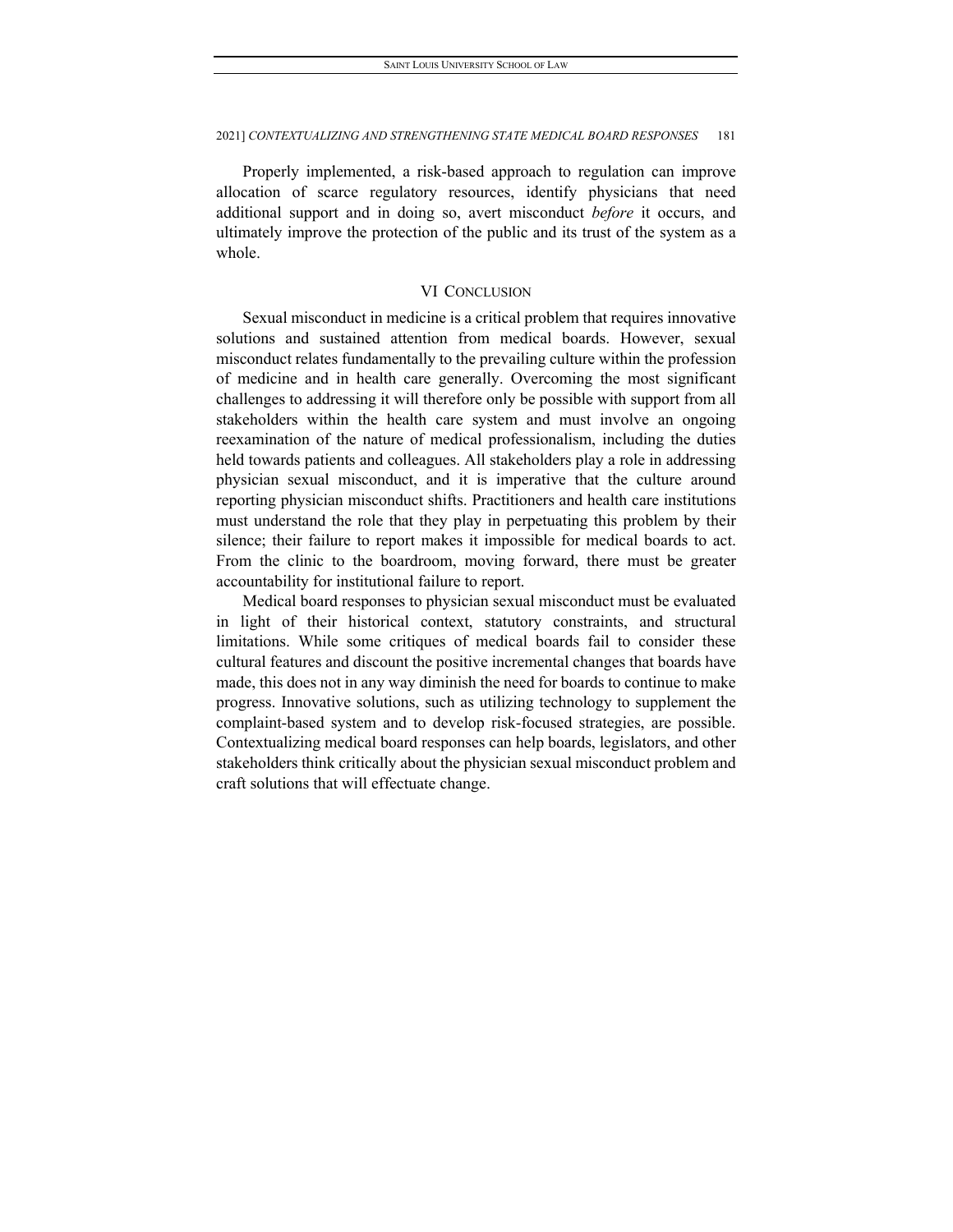Properly implemented, a risk-based approach to regulation can improve allocation of scarce regulatory resources, identify physicians that need additional support and in doing so, avert misconduct *before* it occurs, and ultimately improve the protection of the public and its trust of the system as a whole.

## VI CONCLUSION

Sexual misconduct in medicine is a critical problem that requires innovative solutions and sustained attention from medical boards. However, sexual misconduct relates fundamentally to the prevailing culture within the profession of medicine and in health care generally. Overcoming the most significant challenges to addressing it will therefore only be possible with support from all stakeholders within the health care system and must involve an ongoing reexamination of the nature of medical professionalism, including the duties held towards patients and colleagues. All stakeholders play a role in addressing physician sexual misconduct, and it is imperative that the culture around reporting physician misconduct shifts. Practitioners and health care institutions must understand the role that they play in perpetuating this problem by their silence; their failure to report makes it impossible for medical boards to act. From the clinic to the boardroom, moving forward, there must be greater accountability for institutional failure to report.

Medical board responses to physician sexual misconduct must be evaluated in light of their historical context, statutory constraints, and structural limitations. While some critiques of medical boards fail to consider these cultural features and discount the positive incremental changes that boards have made, this does not in any way diminish the need for boards to continue to make progress. Innovative solutions, such as utilizing technology to supplement the complaint-based system and to develop risk-focused strategies, are possible. Contextualizing medical board responses can help boards, legislators, and other stakeholders think critically about the physician sexual misconduct problem and craft solutions that will effectuate change.